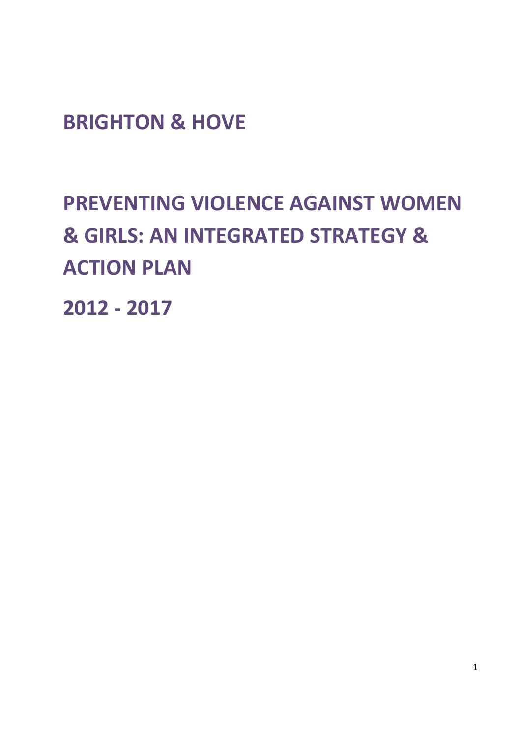# BRIGHTON & HOVE

# PREVENTING VIOLENCE AGAINST WOMEN & GIRLS: AN INTEGRATED STRATEGY & ACTION PLAN

# 2012 - 2017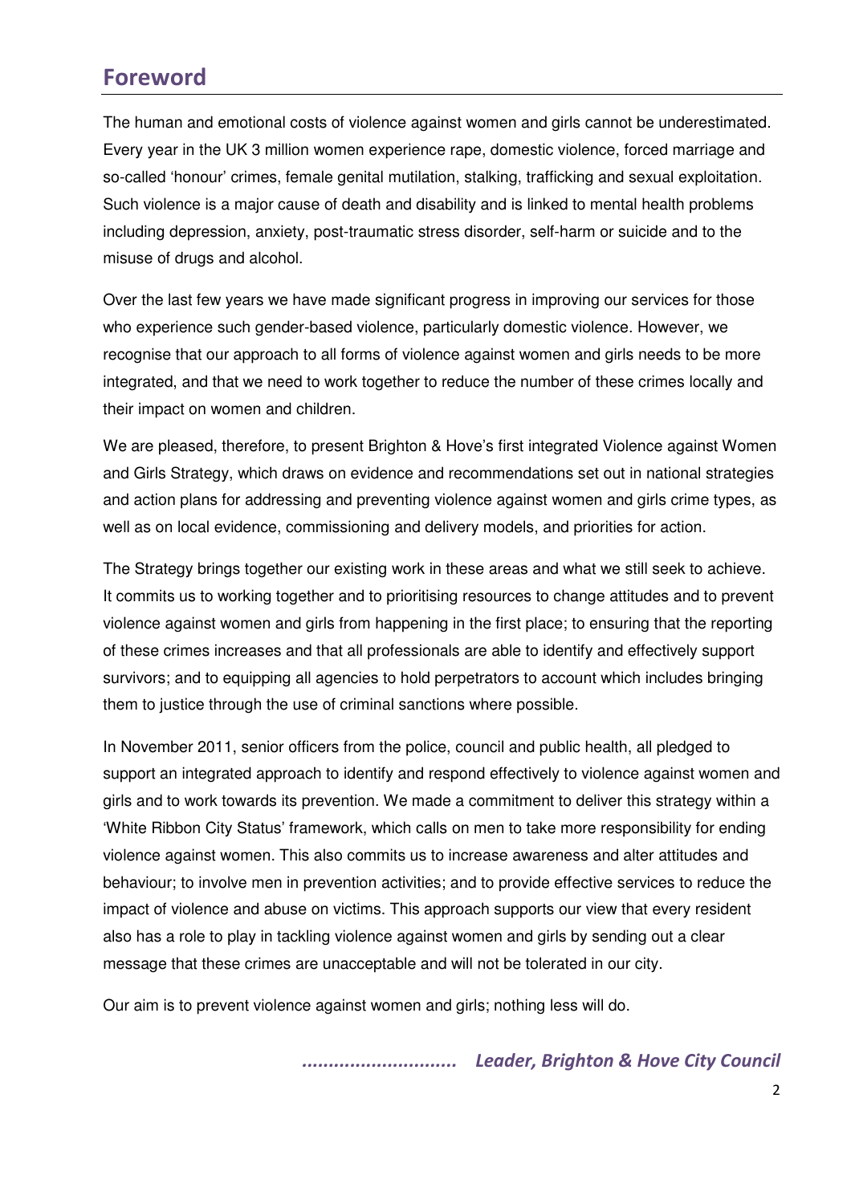## Foreword

The human and emotional costs of violence against women and girls cannot be underestimated. Every year in the UK 3 million women experience rape, domestic violence, forced marriage and so-called 'honour' crimes, female genital mutilation, stalking, trafficking and sexual exploitation. Such violence is a major cause of death and disability and is linked to mental health problems including depression, anxiety, post-traumatic stress disorder, self-harm or suicide and to the misuse of drugs and alcohol.

Over the last few years we have made significant progress in improving our services for those who experience such gender-based violence, particularly domestic violence. However, we recognise that our approach to all forms of violence against women and girls needs to be more integrated, and that we need to work together to reduce the number of these crimes locally and their impact on women and children.

We are pleased, therefore, to present Brighton & Hove's first integrated Violence against Women and Girls Strategy, which draws on evidence and recommendations set out in national strategies and action plans for addressing and preventing violence against women and girls crime types, as well as on local evidence, commissioning and delivery models, and priorities for action.

The Strategy brings together our existing work in these areas and what we still seek to achieve. It commits us to working together and to prioritising resources to change attitudes and to prevent violence against women and girls from happening in the first place; to ensuring that the reporting of these crimes increases and that all professionals are able to identify and effectively support survivors; and to equipping all agencies to hold perpetrators to account which includes bringing them to justice through the use of criminal sanctions where possible.

In November 2011, senior officers from the police, council and public health, all pledged to support an integrated approach to identify and respond effectively to violence against women and girls and to work towards its prevention. We made a commitment to deliver this strategy within a 'White Ribbon City Status' framework, which calls on men to take more responsibility for ending violence against women. This also commits us to increase awareness and alter attitudes and behaviour; to involve men in prevention activities; and to provide effective services to reduce the impact of violence and abuse on victims. This approach supports our view that every resident also has a role to play in tackling violence against women and girls by sending out a clear message that these crimes are unacceptable and will not be tolerated in our city.

Our aim is to prevent violence against women and girls; nothing less will do.

*............................ Leader, Brighton & Hove City Council*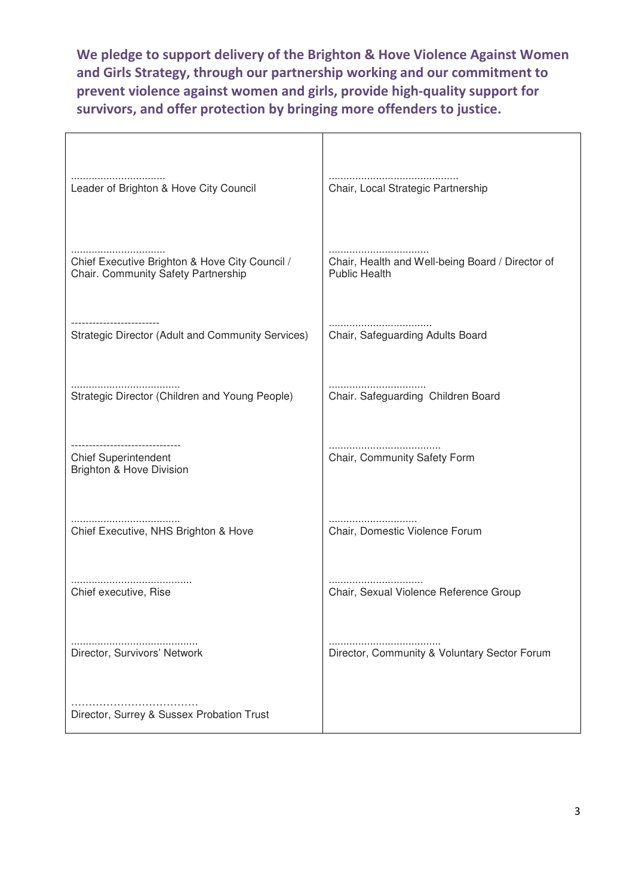**We pledge to support delivery of the Brighton & Hove Violence Against Women and Girls Strategy, through our partnership working and our commitment to prevent violence against women and girls, provide high-quality support for survivors, and offer protection by bringing more offenders to justice.**

| | |
|---|---|
| ................................ Leader of Brighton & Hove City Council | ............................................ Chair, Local Strategic Partnership |
| ................................ Chief Executive Brighton & Hove City Council / Chair. Community Safety Partnership | .................................. Chair, Health and Well-being Board / Director of Public Health |
| ------------------------ Strategic Director (Adult and Community Services) | .................................. Chair, Safeguarding Adults Board |
| ..................................... Strategic Director (Children and Young People) | ................................. Chair. Safeguarding Children Board |
| ------------------------------ Chief Superintendent Brighton & Hove Division | ...................................... Chair, Community Safety Form |
| ..................................... Chief Executive, NHS Brighton & Hove | .............................. Chair, Domestic Violence Forum |
| ......................................... Chief executive, Rise | ................................ Chair, Sexual Violence Reference Group |
| ........................................... Director, Survivors' Network | ..................................... Director, Community & Voluntary Sector Forum |
| ……………………………… Director, Surrey & Sussex Probation Trust | |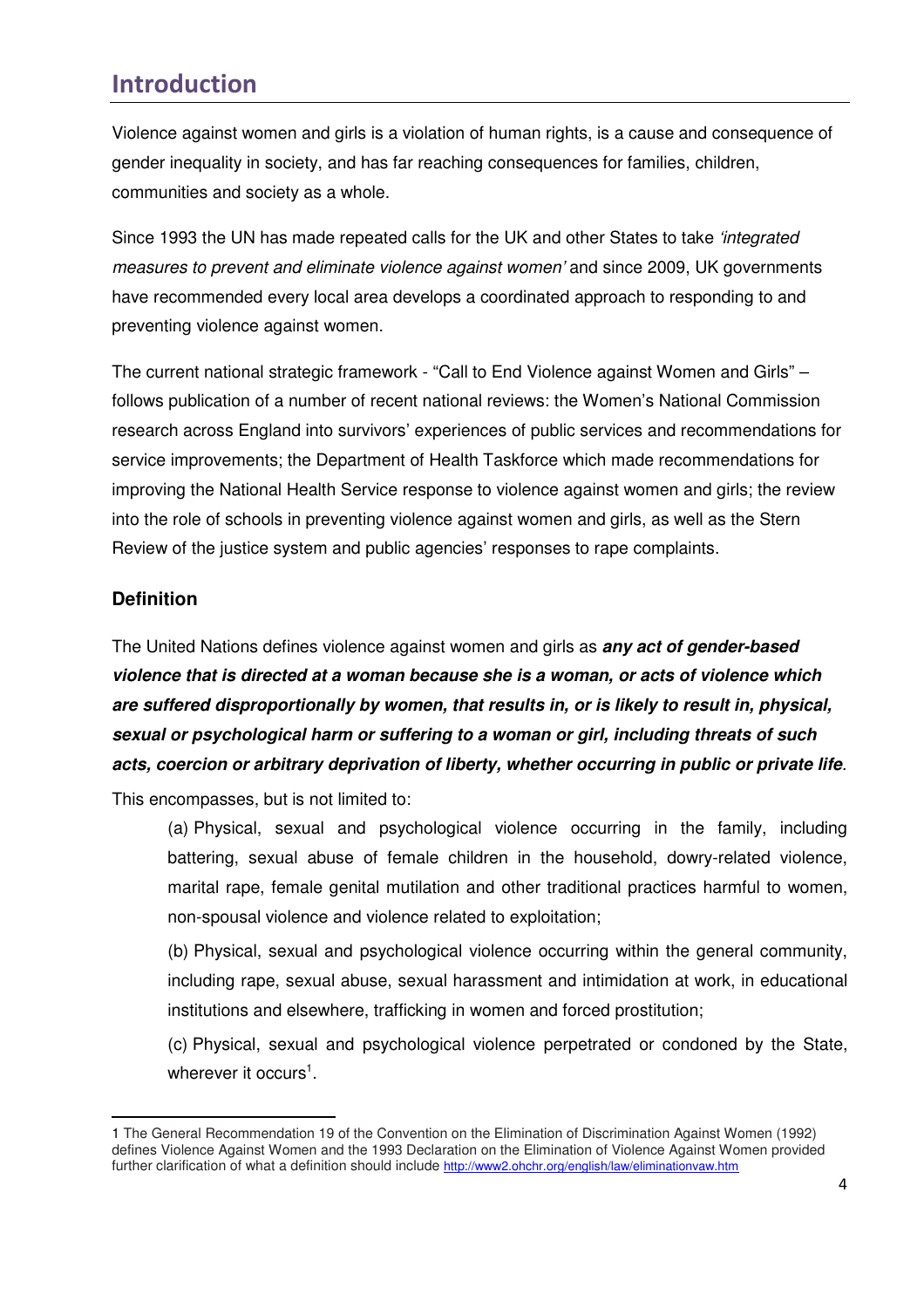# Introduction

Violence against women and girls is a violation of human rights, is a cause and consequence of gender inequality in society, and has far reaching consequences for families, children, communities and society as a whole.

Since 1993 the UN has made repeated calls for the UK and other States to take *'integrated measures to prevent and eliminate violence against women'* and since 2009, UK governments have recommended every local area develops a coordinated approach to responding to and preventing violence against women.

The current national strategic framework - "Call to End Violence against Women and Girls" – follows publication of a number of recent national reviews: the Women's National Commission research across England into survivors' experiences of public services and recommendations for service improvements; the Department of Health Taskforce which made recommendations for improving the National Health Service response to violence against women and girls; the review into the role of schools in preventing violence against women and girls, as well as the Stern Review of the justice system and public agencies' responses to rape complaints.

### Definition

The United Nations defines violence against women and girls as ***any act of gender-based violence that is directed at a woman because she is a woman, or acts of violence which are suffered disproportionally by women, that results in, or is likely to result in, physical, sexual or psychological harm or suffering to a woman or girl, including threats of such acts, coercion or arbitrary deprivation of liberty, whether occurring in public or private life***.

This encompasses, but is not limited to:

(a) Physical, sexual and psychological violence occurring in the family, including battering, sexual abuse of female children in the household, dowry-related violence, marital rape, female genital mutilation and other traditional practices harmful to women, non-spousal violence and violence related to exploitation;

(b) Physical, sexual and psychological violence occurring within the general community, including rape, sexual abuse, sexual harassment and intimidation at work, in educational institutions and elsewhere, trafficking in women and forced prostitution;

(c) Physical, sexual and psychological violence perpetrated or condoned by the State, wherever it occurs[1].

---

1 The General Recommendation 19 of the Convention on the Elimination of Discrimination Against Women (1992) defines Violence Against Women and the 1993 Declaration on the Elimination of Violence Against Women provided further clarification of what a definition should include http://www2.ohchr.org/english/law/eliminationvaw.htm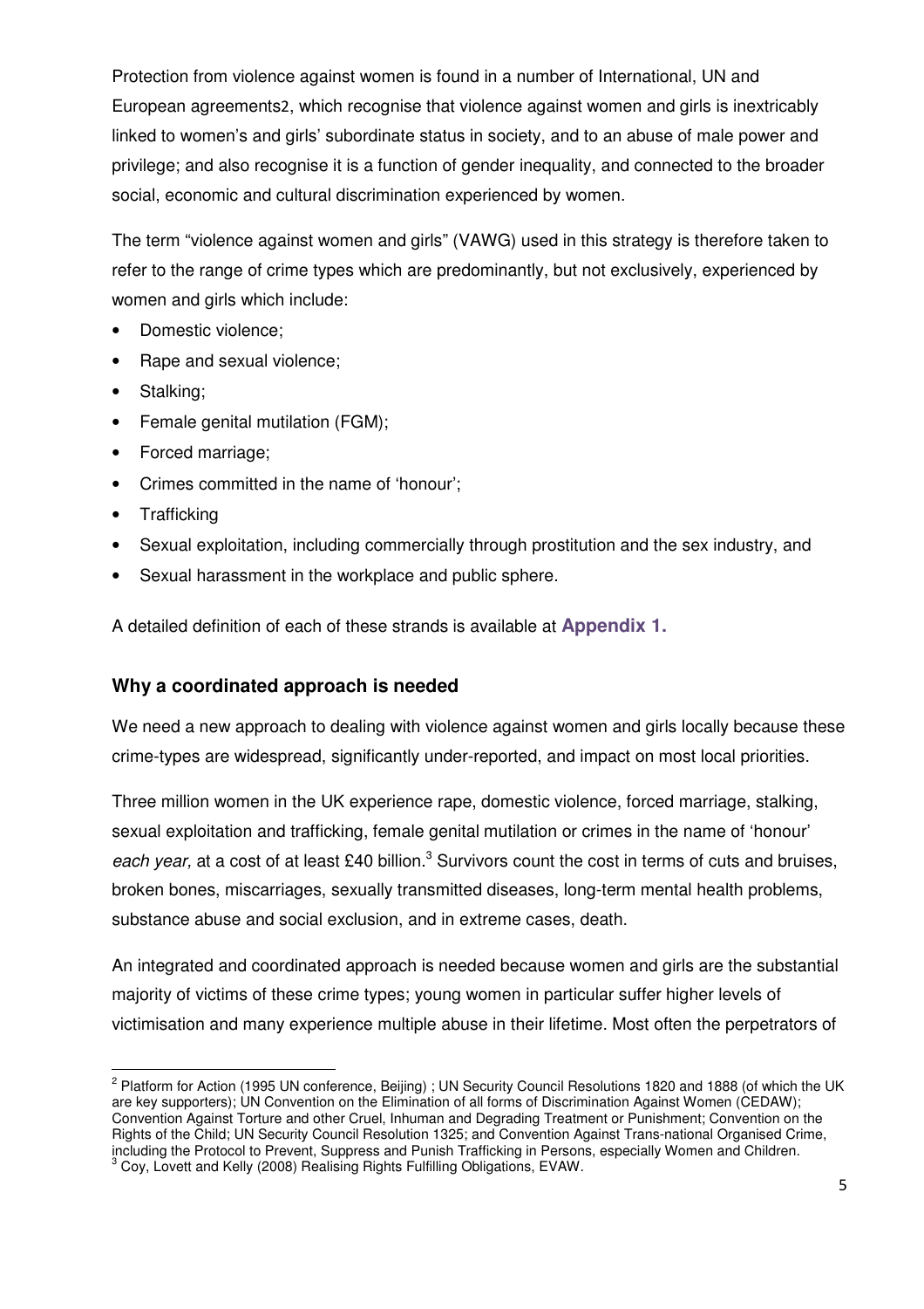Protection from violence against women is found in a number of International, UN and European agreements2, which recognise that violence against women and girls is inextricably linked to women's and girls' subordinate status in society, and to an abuse of male power and privilege; and also recognise it is a function of gender inequality, and connected to the broader social, economic and cultural discrimination experienced by women.

The term "violence against women and girls" (VAWG) used in this strategy is therefore taken to refer to the range of crime types which are predominantly, but not exclusively, experienced by women and girls which include:

- Domestic violence;
- Rape and sexual violence;
- Stalking;
- Female genital mutilation (FGM);
- Forced marriage;
- Crimes committed in the name of 'honour';
- Trafficking
- Sexual exploitation, including commercially through prostitution and the sex industry, and
- Sexual harassment in the workplace and public sphere.

A detailed definition of each of these strands is available at **Appendix 1.**

## Why a coordinated approach is needed

We need a new approach to dealing with violence against women and girls locally because these crime-types are widespread, significantly under-reported, and impact on most local priorities.

Three million women in the UK experience rape, domestic violence, forced marriage, stalking, sexual exploitation and trafficking, female genital mutilation or crimes in the name of 'honour' *each year,* at a cost of at least £40 billion.[3] Survivors count the cost in terms of cuts and bruises, broken bones, miscarriages, sexually transmitted diseases, long-term mental health problems, substance abuse and social exclusion, and in extreme cases, death.

An integrated and coordinated approach is needed because women and girls are the substantial majority of victims of these crime types; young women in particular suffer higher levels of victimisation and many experience multiple abuse in their lifetime. Most often the perpetrators of

---

[2] Platform for Action (1995 UN conference, Beijing) ; UN Security Council Resolutions 1820 and 1888 (of which the UK are key supporters); UN Convention on the Elimination of all forms of Discrimination Against Women (CEDAW); Convention Against Torture and other Cruel, Inhuman and Degrading Treatment or Punishment; Convention on the Rights of the Child; UN Security Council Resolution 1325; and Convention Against Trans-national Organised Crime, including the Protocol to Prevent, Suppress and Punish Trafficking in Persons, especially Women and Children.

[3] Coy, Lovett and Kelly (2008) Realising Rights Fulfilling Obligations, EVAW.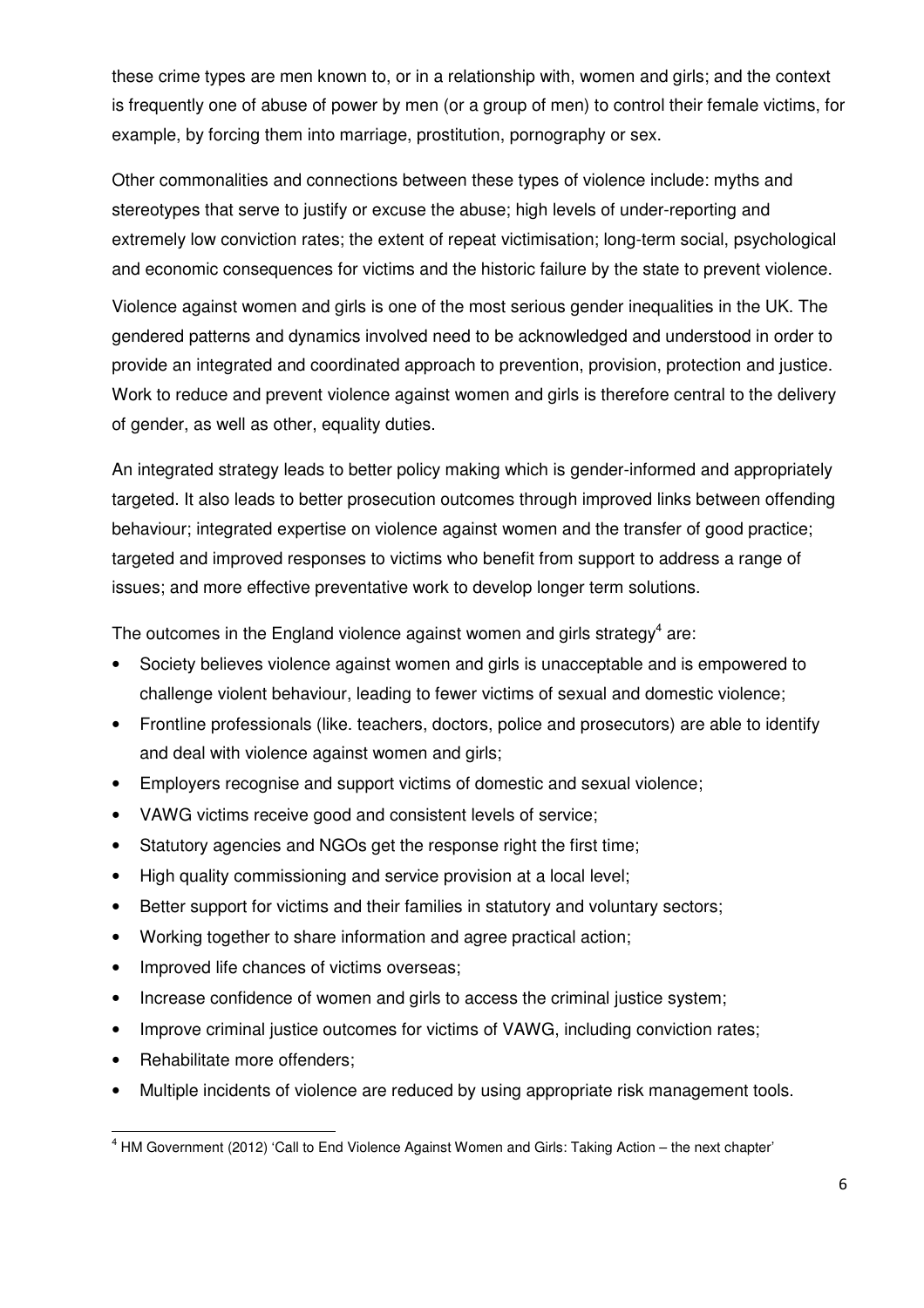these crime types are men known to, or in a relationship with, women and girls; and the context is frequently one of abuse of power by men (or a group of men) to control their female victims, for example, by forcing them into marriage, prostitution, pornography or sex.

Other commonalities and connections between these types of violence include: myths and stereotypes that serve to justify or excuse the abuse; high levels of under-reporting and extremely low conviction rates; the extent of repeat victimisation; long-term social, psychological and economic consequences for victims and the historic failure by the state to prevent violence.

Violence against women and girls is one of the most serious gender inequalities in the UK. The gendered patterns and dynamics involved need to be acknowledged and understood in order to provide an integrated and coordinated approach to prevention, provision, protection and justice. Work to reduce and prevent violence against women and girls is therefore central to the delivery of gender, as well as other, equality duties.

An integrated strategy leads to better policy making which is gender-informed and appropriately targeted. It also leads to better prosecution outcomes through improved links between offending behaviour; integrated expertise on violence against women and the transfer of good practice; targeted and improved responses to victims who benefit from support to address a range of issues; and more effective preventative work to develop longer term solutions.

The outcomes in the England violence against women and girls strategy[4] are:

- Society believes violence against women and girls is unacceptable and is empowered to challenge violent behaviour, leading to fewer victims of sexual and domestic violence;
- Frontline professionals (like. teachers, doctors, police and prosecutors) are able to identify and deal with violence against women and girls;
- Employers recognise and support victims of domestic and sexual violence;
- VAWG victims receive good and consistent levels of service;
- Statutory agencies and NGOs get the response right the first time;
- High quality commissioning and service provision at a local level;
- Better support for victims and their families in statutory and voluntary sectors;
- Working together to share information and agree practical action;
- Improved life chances of victims overseas;
- Increase confidence of women and girls to access the criminal justice system;
- Improve criminal justice outcomes for victims of VAWG, including conviction rates;
- Rehabilitate more offenders;
- Multiple incidents of violence are reduced by using appropriate risk management tools.

[4] HM Government (2012) 'Call to End Violence Against Women and Girls: Taking Action – the next chapter'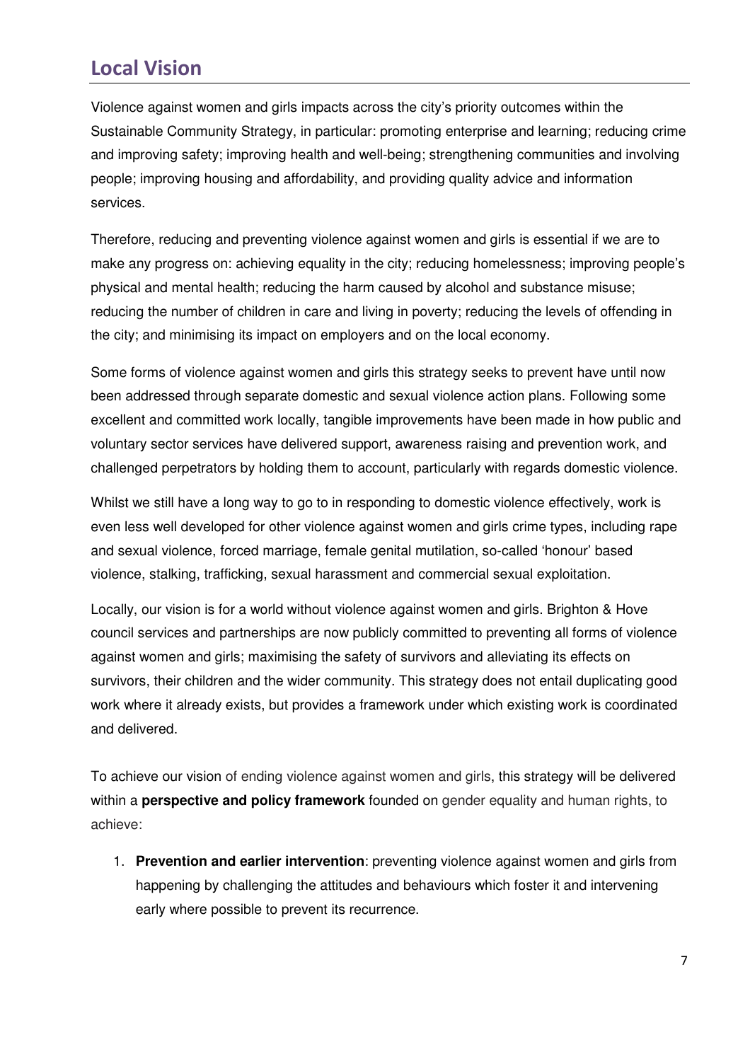## Local Vision

Violence against women and girls impacts across the city's priority outcomes within the Sustainable Community Strategy, in particular: promoting enterprise and learning; reducing crime and improving safety; improving health and well-being; strengthening communities and involving people; improving housing and affordability, and providing quality advice and information services.

Therefore, reducing and preventing violence against women and girls is essential if we are to make any progress on: achieving equality in the city; reducing homelessness; improving people's physical and mental health; reducing the harm caused by alcohol and substance misuse; reducing the number of children in care and living in poverty; reducing the levels of offending in the city; and minimising its impact on employers and on the local economy.

Some forms of violence against women and girls this strategy seeks to prevent have until now been addressed through separate domestic and sexual violence action plans. Following some excellent and committed work locally, tangible improvements have been made in how public and voluntary sector services have delivered support, awareness raising and prevention work, and challenged perpetrators by holding them to account, particularly with regards domestic violence.

Whilst we still have a long way to go to in responding to domestic violence effectively, work is even less well developed for other violence against women and girls crime types, including rape and sexual violence, forced marriage, female genital mutilation, so-called 'honour' based violence, stalking, trafficking, sexual harassment and commercial sexual exploitation.

Locally, our vision is for a world without violence against women and girls. Brighton & Hove council services and partnerships are now publicly committed to preventing all forms of violence against women and girls; maximising the safety of survivors and alleviating its effects on survivors, their children and the wider community. This strategy does not entail duplicating good work where it already exists, but provides a framework under which existing work is coordinated and delivered.

To achieve our vision of ending violence against women and girls, this strategy will be delivered within a **perspective and policy framework** founded on gender equality and human rights, to achieve:

1. **Prevention and earlier intervention**: preventing violence against women and girls from happening by challenging the attitudes and behaviours which foster it and intervening early where possible to prevent its recurrence.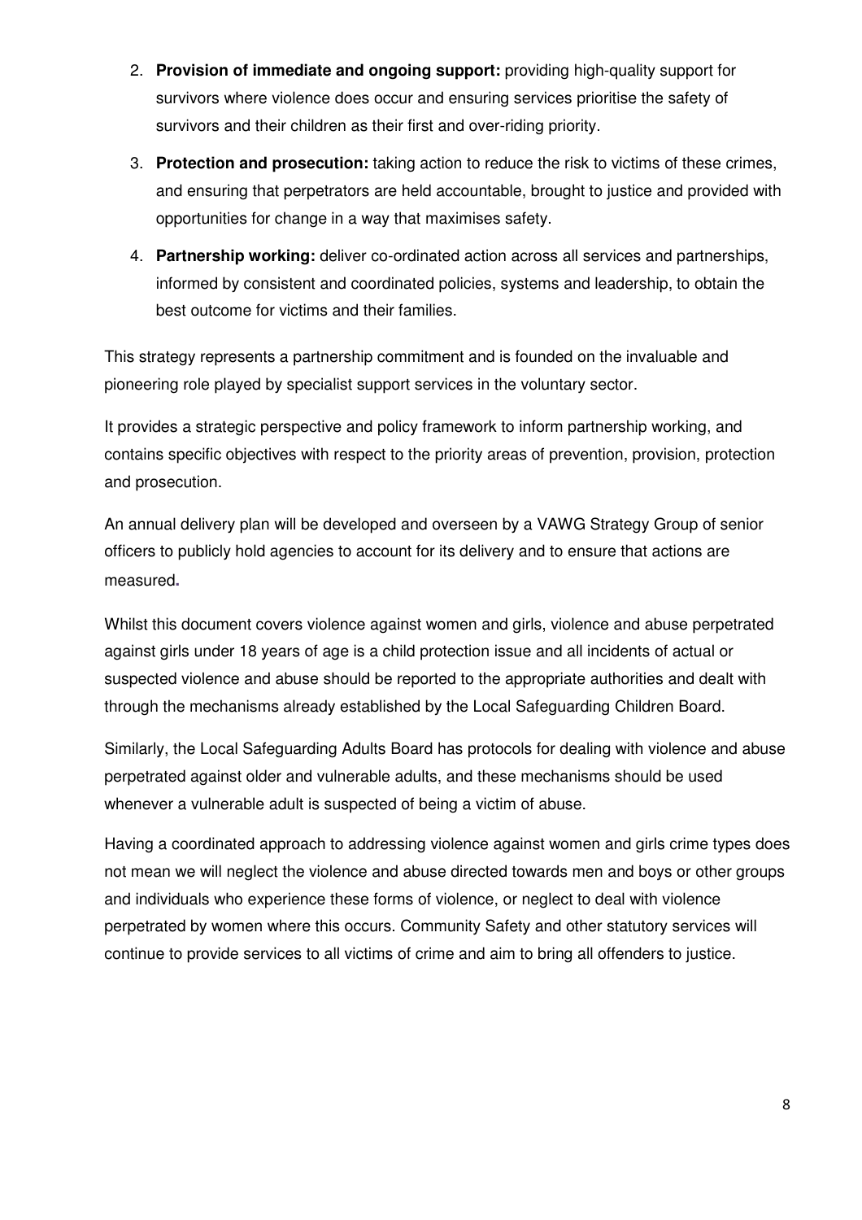2. **Provision of immediate and ongoing support:** providing high-quality support for survivors where violence does occur and ensuring services prioritise the safety of survivors and their children as their first and over-riding priority.
3. **Protection and prosecution:** taking action to reduce the risk to victims of these crimes, and ensuring that perpetrators are held accountable, brought to justice and provided with opportunities for change in a way that maximises safety.
4. **Partnership working:** deliver co-ordinated action across all services and partnerships, informed by consistent and coordinated policies, systems and leadership, to obtain the best outcome for victims and their families.

This strategy represents a partnership commitment and is founded on the invaluable and pioneering role played by specialist support services in the voluntary sector.

It provides a strategic perspective and policy framework to inform partnership working, and contains specific objectives with respect to the priority areas of prevention, provision, protection and prosecution.

An annual delivery plan will be developed and overseen by a VAWG Strategy Group of senior officers to publicly hold agencies to account for its delivery and to ensure that actions are measured.

Whilst this document covers violence against women and girls, violence and abuse perpetrated against girls under 18 years of age is a child protection issue and all incidents of actual or suspected violence and abuse should be reported to the appropriate authorities and dealt with through the mechanisms already established by the Local Safeguarding Children Board.

Similarly, the Local Safeguarding Adults Board has protocols for dealing with violence and abuse perpetrated against older and vulnerable adults, and these mechanisms should be used whenever a vulnerable adult is suspected of being a victim of abuse.

Having a coordinated approach to addressing violence against women and girls crime types does not mean we will neglect the violence and abuse directed towards men and boys or other groups and individuals who experience these forms of violence, or neglect to deal with violence perpetrated by women where this occurs. Community Safety and other statutory services will continue to provide services to all victims of crime and aim to bring all offenders to justice.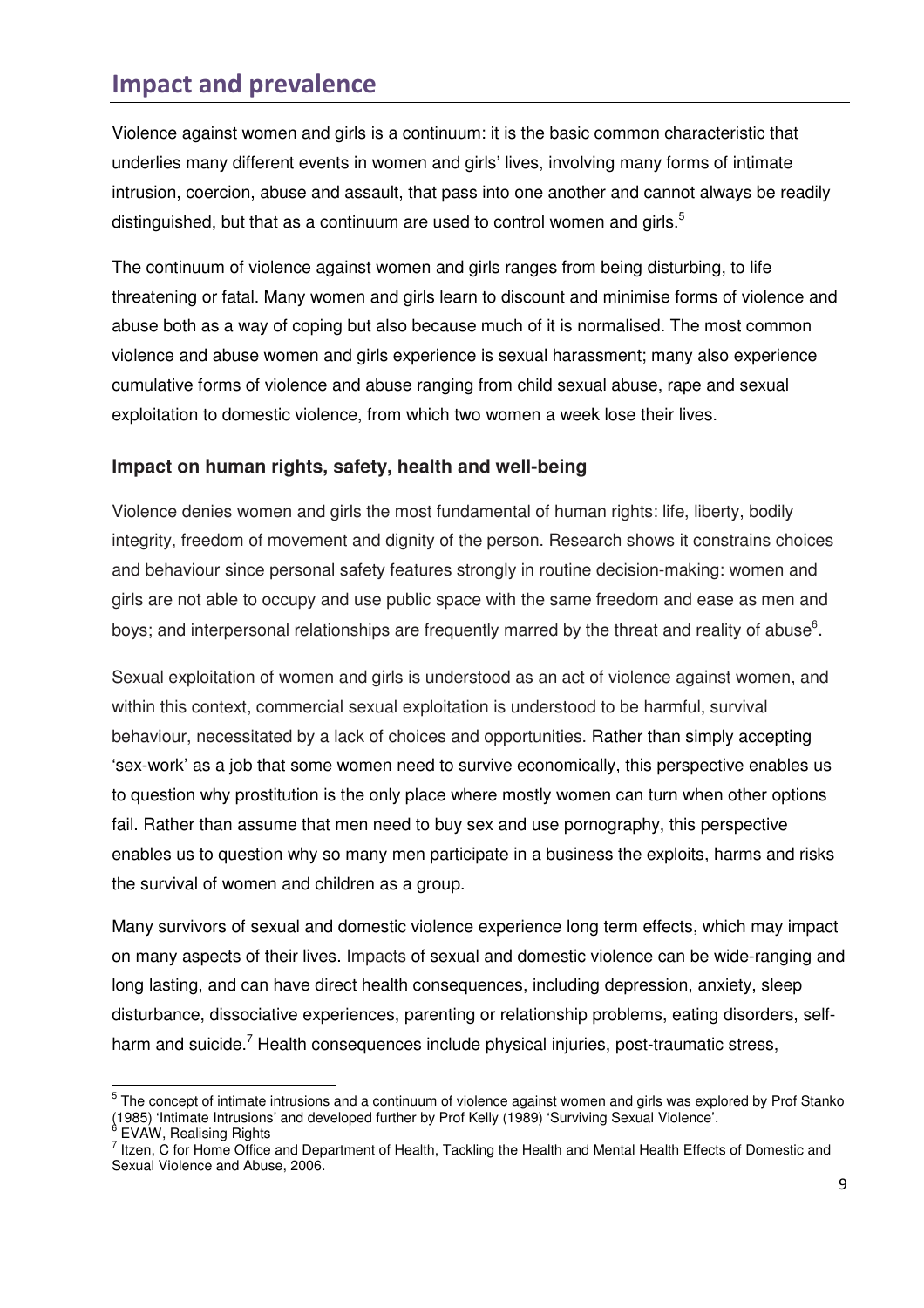## Impact and prevalence

Violence against women and girls is a continuum: it is the basic common characteristic that underlies many different events in women and girls' lives, involving many forms of intimate intrusion, coercion, abuse and assault, that pass into one another and cannot always be readily distinguished, but that as a continuum are used to control women and girls.[5]

The continuum of violence against women and girls ranges from being disturbing, to life threatening or fatal. Many women and girls learn to discount and minimise forms of violence and abuse both as a way of coping but also because much of it is normalised. The most common violence and abuse women and girls experience is sexual harassment; many also experience cumulative forms of violence and abuse ranging from child sexual abuse, rape and sexual exploitation to domestic violence, from which two women a week lose their lives.

### Impact on human rights, safety, health and well-being

Violence denies women and girls the most fundamental of human rights: life, liberty, bodily integrity, freedom of movement and dignity of the person. Research shows it constrains choices and behaviour since personal safety features strongly in routine decision-making: women and girls are not able to occupy and use public space with the same freedom and ease as men and boys; and interpersonal relationships are frequently marred by the threat and reality of abuse[6].

Sexual exploitation of women and girls is understood as an act of violence against women, and within this context, commercial sexual exploitation is understood to be harmful, survival behaviour, necessitated by a lack of choices and opportunities. Rather than simply accepting 'sex-work' as a job that some women need to survive economically, this perspective enables us to question why prostitution is the only place where mostly women can turn when other options fail. Rather than assume that men need to buy sex and use pornography, this perspective enables us to question why so many men participate in a business the exploits, harms and risks the survival of women and children as a group.

Many survivors of sexual and domestic violence experience long term effects, which may impact on many aspects of their lives. Impacts of sexual and domestic violence can be wide-ranging and long lasting, and can have direct health consequences, including depression, anxiety, sleep disturbance, dissociative experiences, parenting or relationship problems, eating disorders, self-harm and suicide.[7] Health consequences include physical injuries, post-traumatic stress,

---

[5] The concept of intimate intrusions and a continuum of violence against women and girls was explored by Prof Stanko (1985) 'Intimate Intrusions' and developed further by Prof Kelly (1989) 'Surviving Sexual Violence'.

[6] EVAW, Realising Rights

[7] Itzen, C for Home Office and Department of Health, Tackling the Health and Mental Health Effects of Domestic and Sexual Violence and Abuse, 2006.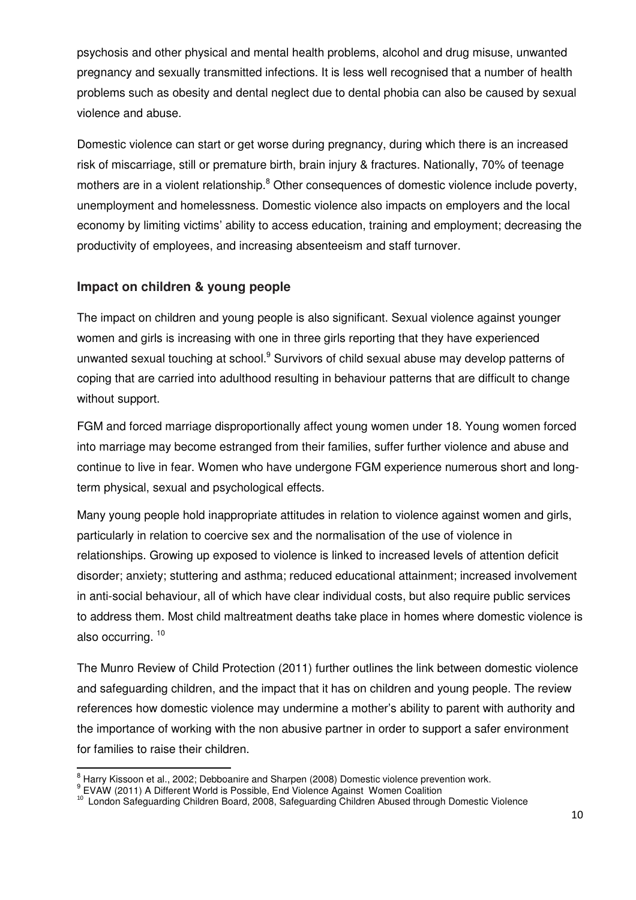psychosis and other physical and mental health problems, alcohol and drug misuse, unwanted pregnancy and sexually transmitted infections. It is less well recognised that a number of health problems such as obesity and dental neglect due to dental phobia can also be caused by sexual violence and abuse.

Domestic violence can start or get worse during pregnancy, during which there is an increased risk of miscarriage, still or premature birth, brain injury & fractures. Nationally, 70% of teenage mothers are in a violent relationship.[8] Other consequences of domestic violence include poverty, unemployment and homelessness. Domestic violence also impacts on employers and the local economy by limiting victims' ability to access education, training and employment; decreasing the productivity of employees, and increasing absenteeism and staff turnover.

### Impact on children & young people

The impact on children and young people is also significant. Sexual violence against younger women and girls is increasing with one in three girls reporting that they have experienced unwanted sexual touching at school.[9] Survivors of child sexual abuse may develop patterns of coping that are carried into adulthood resulting in behaviour patterns that are difficult to change without support.

FGM and forced marriage disproportionally affect young women under 18. Young women forced into marriage may become estranged from their families, suffer further violence and abuse and continue to live in fear. Women who have undergone FGM experience numerous short and long-term physical, sexual and psychological effects.

Many young people hold inappropriate attitudes in relation to violence against women and girls, particularly in relation to coercive sex and the normalisation of the use of violence in relationships. Growing up exposed to violence is linked to increased levels of attention deficit disorder; anxiety; stuttering and asthma; reduced educational attainment; increased involvement in anti-social behaviour, all of which have clear individual costs, but also require public services to address them. Most child maltreatment deaths take place in homes where domestic violence is also occurring. [10]

The Munro Review of Child Protection (2011) further outlines the link between domestic violence and safeguarding children, and the impact that it has on children and young people. The review references how domestic violence may undermine a mother's ability to parent with authority and the importance of working with the non abusive partner in order to support a safer environment for families to raise their children.

---

[8] Harry Kissoon et al., 2002; Debboanire and Sharpen (2008) Domestic violence prevention work.

[9] EVAW (2011) A Different World is Possible, End Violence Against Women Coalition

[10] London Safeguarding Children Board, 2008, Safeguarding Children Abused through Domestic Violence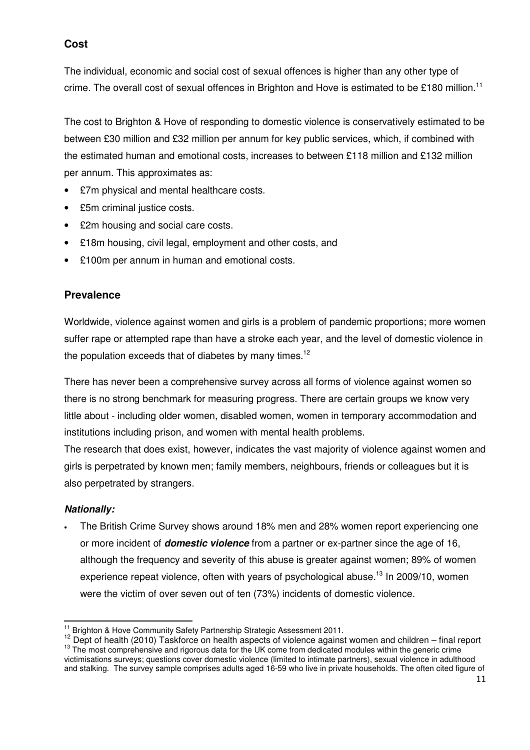## Cost

The individual, economic and social cost of sexual offences is higher than any other type of crime. The overall cost of sexual offences in Brighton and Hove is estimated to be £180 million.[11]

The cost to Brighton & Hove of responding to domestic violence is conservatively estimated to be between £30 million and £32 million per annum for key public services, which, if combined with the estimated human and emotional costs, increases to between £118 million and £132 million per annum. This approximates as:

- £7m physical and mental healthcare costs.
- £5m criminal justice costs.
- £2m housing and social care costs.
- £18m housing, civil legal, employment and other costs, and
- £100m per annum in human and emotional costs.

## Prevalence

Worldwide, violence against women and girls is a problem of pandemic proportions; more women suffer rape or attempted rape than have a stroke each year, and the level of domestic violence in the population exceeds that of diabetes by many times.[12]

There has never been a comprehensive survey across all forms of violence against women so there is no strong benchmark for measuring progress. There are certain groups we know very little about - including older women, disabled women, women in temporary accommodation and institutions including prison, and women with mental health problems.

The research that does exist, however, indicates the vast majority of violence against women and girls is perpetrated by known men; family members, neighbours, friends or colleagues but it is also perpetrated by strangers.

### *Nationally:*

- The British Crime Survey shows around 18% men and 28% women report experiencing one or more incident of ***domestic violence*** from a partner or ex-partner since the age of 16, although the frequency and severity of this abuse is greater against women; 89% of women experience repeat violence, often with years of psychological abuse.[13] In 2009/10, women were the victim of over seven out of ten (73%) incidents of domestic violence.

---

[11] Brighton & Hove Community Safety Partnership Strategic Assessment 2011.

[12] Dept of health (2010) Taskforce on health aspects of violence against women and children – final report

[13] The most comprehensive and rigorous data for the UK come from dedicated modules within the generic crime victimisations surveys; questions cover domestic violence (limited to intimate partners), sexual violence in adulthood and stalking. The survey sample comprises adults aged 16-59 who live in private households. The often cited figure of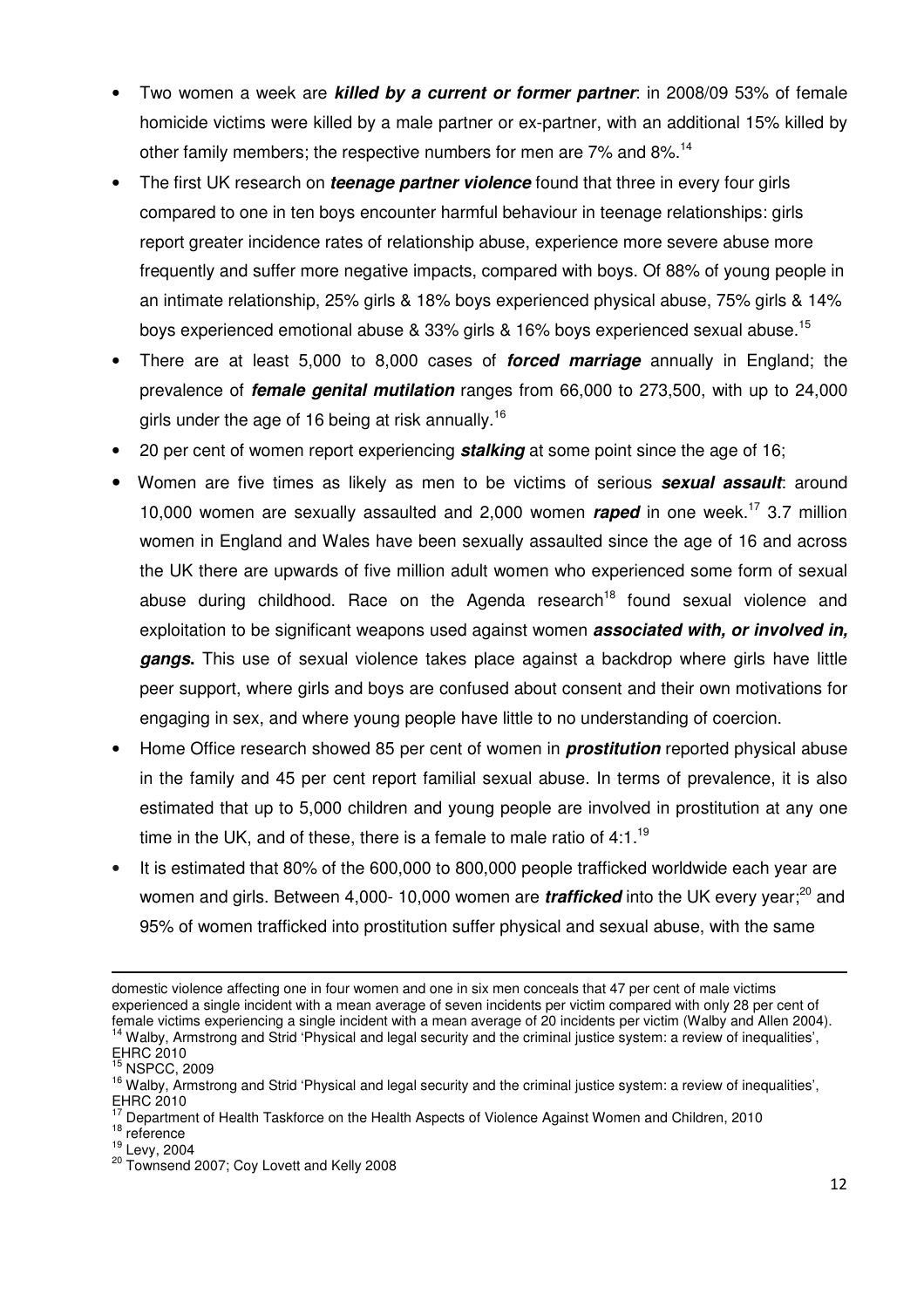- Two women a week are ***killed by a current or former partner***: in 2008/09 53% of female homicide victims were killed by a male partner or ex-partner, with an additional 15% killed by other family members; the respective numbers for men are 7% and 8%.[14]
- The first UK research on ***teenage partner violence*** found that three in every four girls compared to one in ten boys encounter harmful behaviour in teenage relationships: girls report greater incidence rates of relationship abuse, experience more severe abuse more frequently and suffer more negative impacts, compared with boys. Of 88% of young people in an intimate relationship, 25% girls & 18% boys experienced physical abuse, 75% girls & 14% boys experienced emotional abuse & 33% girls & 16% boys experienced sexual abuse.[15]
- There are at least 5,000 to 8,000 cases of ***forced marriage*** annually in England; the prevalence of ***female genital mutilation*** ranges from 66,000 to 273,500, with up to 24,000 girls under the age of 16 being at risk annually.[16]
- 20 per cent of women report experiencing ***stalking*** at some point since the age of 16;
- Women are five times as likely as men to be victims of serious ***sexual assault***: around 10,000 women are sexually assaulted and 2,000 women ***raped*** in one week.[17] 3.7 million women in England and Wales have been sexually assaulted since the age of 16 and across the UK there are upwards of five million adult women who experienced some form of sexual abuse during childhood. Race on the Agenda research[18] found sexual violence and exploitation to be significant weapons used against women ***associated with, or involved in, gangs.*** This use of sexual violence takes place against a backdrop where girls have little peer support, where girls and boys are confused about consent and their own motivations for engaging in sex, and where young people have little to no understanding of coercion.
- Home Office research showed 85 per cent of women in ***prostitution*** reported physical abuse in the family and 45 per cent report familial sexual abuse. In terms of prevalence, it is also estimated that up to 5,000 children and young people are involved in prostitution at any one time in the UK, and of these, there is a female to male ratio of 4:1.[19]
- It is estimated that 80% of the 600,000 to 800,000 people trafficked worldwide each year are women and girls. Between 4,000- 10,000 women are ***trafficked*** into the UK every year;[20] and 95% of women trafficked into prostitution suffer physical and sexual abuse, with the same

---

domestic violence affecting one in four women and one in six men conceals that 47 per cent of male victims experienced a single incident with a mean average of seven incidents per victim compared with only 28 per cent of female victims experiencing a single incident with a mean average of 20 incidents per victim (Walby and Allen 2004).

[14] Walby, Armstrong and Strid 'Physical and legal security and the criminal justice system: a review of inequalities', EHRC 2010

[15] NSPCC, 2009

[16] Walby, Armstrong and Strid 'Physical and legal security and the criminal justice system: a review of inequalities', EHRC 2010

[17] Department of Health Taskforce on the Health Aspects of Violence Against Women and Children, 2010

[18] reference

[19] Levy, 2004

[20] Townsend 2007; Coy Lovett and Kelly 2008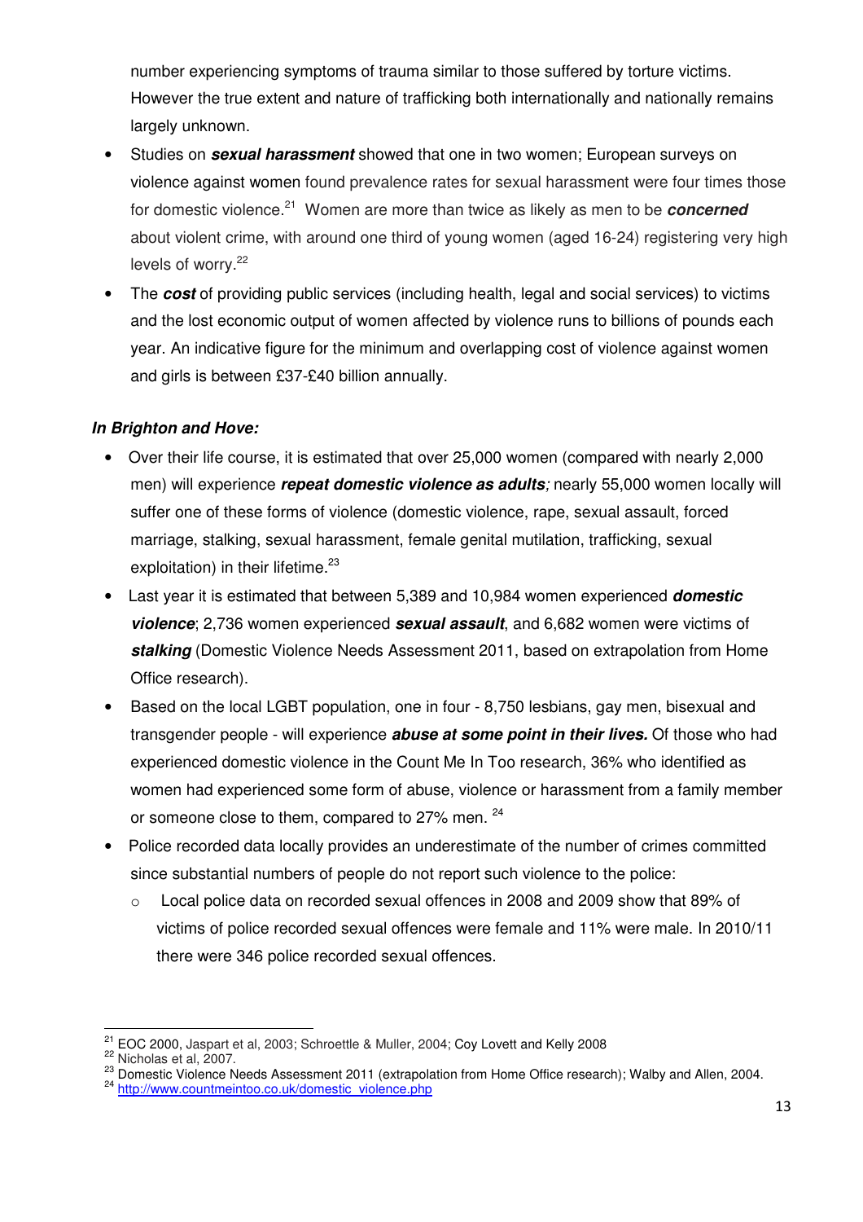number experiencing symptoms of trauma similar to those suffered by torture victims. However the true extent and nature of trafficking both internationally and nationally remains largely unknown.

- Studies on ***sexual harassment*** showed that one in two women; European surveys on violence against women found prevalence rates for sexual harassment were four times those for domestic violence.[21] Women are more than twice as likely as men to be ***concerned*** about violent crime, with around one third of young women (aged 16-24) registering very high levels of worry.[22]
- The ***cost*** of providing public services (including health, legal and social services) to victims and the lost economic output of women affected by violence runs to billions of pounds each year. An indicative figure for the minimum and overlapping cost of violence against women and girls is between £37-£40 billion annually.

***In Brighton and Hove:***

- Over their life course, it is estimated that over 25,000 women (compared with nearly 2,000 men) will experience ***repeat domestic violence as adults;*** nearly 55,000 women locally will suffer one of these forms of violence (domestic violence, rape, sexual assault, forced marriage, stalking, sexual harassment, female genital mutilation, trafficking, sexual exploitation) in their lifetime.[23]
- Last year it is estimated that between 5,389 and 10,984 women experienced ***domestic violence***; 2,736 women experienced ***sexual assault***, and 6,682 women were victims of ***stalking*** (Domestic Violence Needs Assessment 2011, based on extrapolation from Home Office research).
- Based on the local LGBT population, one in four - 8,750 lesbians, gay men, bisexual and transgender people - will experience ***abuse at some point in their lives.*** Of those who had experienced domestic violence in the Count Me In Too research, 36% who identified as women had experienced some form of abuse, violence or harassment from a family member or someone close to them, compared to 27% men. [24]
- Police recorded data locally provides an underestimate of the number of crimes committed since substantial numbers of people do not report such violence to the police:
  - Local police data on recorded sexual offences in 2008 and 2009 show that 89% of victims of police recorded sexual offences were female and 11% were male. In 2010/11 there were 346 police recorded sexual offences.

---

[21] EOC 2000, Jaspart et al, 2003; Schroettle & Muller, 2004; Coy Lovett and Kelly 2008
[22] Nicholas et al, 2007.
[23] Domestic Violence Needs Assessment 2011 (extrapolation from Home Office research); Walby and Allen, 2004.
[24] http://www.countmeintoo.co.uk/domestic_violence.php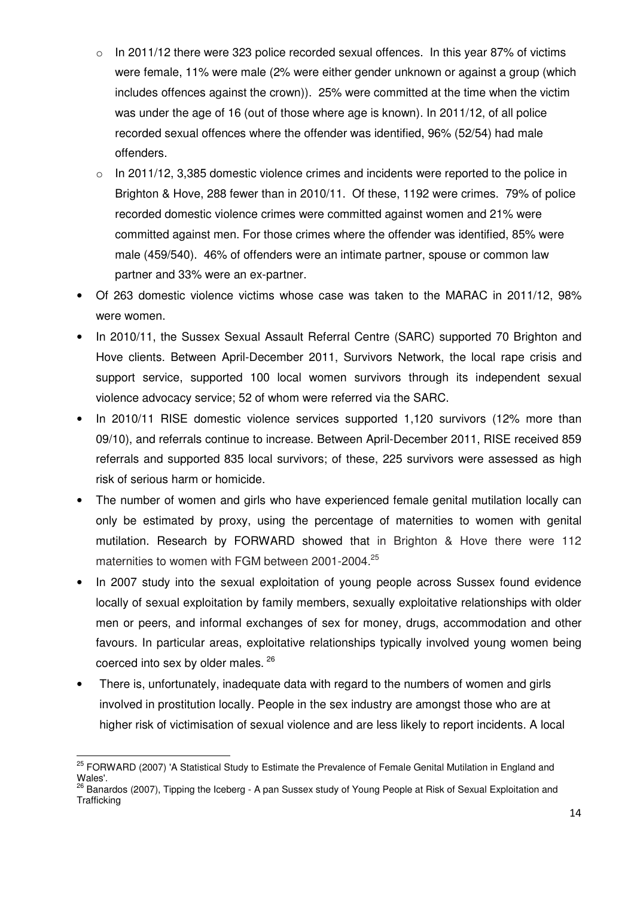- In 2011/12 there were 323 police recorded sexual offences. In this year 87% of victims were female, 11% were male (2% were either gender unknown or against a group (which includes offences against the crown)). 25% were committed at the time when the victim was under the age of 16 (out of those where age is known). In 2011/12, of all police recorded sexual offences where the offender was identified, 96% (52/54) had male offenders.
  - In 2011/12, 3,385 domestic violence crimes and incidents were reported to the police in Brighton & Hove, 288 fewer than in 2010/11. Of these, 1192 were crimes. 79% of police recorded domestic violence crimes were committed against women and 21% were committed against men. For those crimes where the offender was identified, 85% were male (459/540). 46% of offenders were an intimate partner, spouse or common law partner and 33% were an ex-partner.
- Of 263 domestic violence victims whose case was taken to the MARAC in 2011/12, 98% were women.
- In 2010/11, the Sussex Sexual Assault Referral Centre (SARC) supported 70 Brighton and Hove clients. Between April-December 2011, Survivors Network, the local rape crisis and support service, supported 100 local women survivors through its independent sexual violence advocacy service; 52 of whom were referred via the SARC.
- In 2010/11 RISE domestic violence services supported 1,120 survivors (12% more than 09/10), and referrals continue to increase. Between April-December 2011, RISE received 859 referrals and supported 835 local survivors; of these, 225 survivors were assessed as high risk of serious harm or homicide.
- The number of women and girls who have experienced female genital mutilation locally can only be estimated by proxy, using the percentage of maternities to women with genital mutilation. Research by FORWARD showed that in Brighton & Hove there were 112 maternities to women with FGM between 2001-2004.[25]
- In 2007 study into the sexual exploitation of young people across Sussex found evidence locally of sexual exploitation by family members, sexually exploitative relationships with older men or peers, and informal exchanges of sex for money, drugs, accommodation and other favours. In particular areas, exploitative relationships typically involved young women being coerced into sex by older males. [26]
- There is, unfortunately, inadequate data with regard to the numbers of women and girls involved in prostitution locally. People in the sex industry are amongst those who are at higher risk of victimisation of sexual violence and are less likely to report incidents. A local

[25] FORWARD (2007) 'A Statistical Study to Estimate the Prevalence of Female Genital Mutilation in England and Wales'.

[26] Banardos (2007), Tipping the Iceberg - A pan Sussex study of Young People at Risk of Sexual Exploitation and Trafficking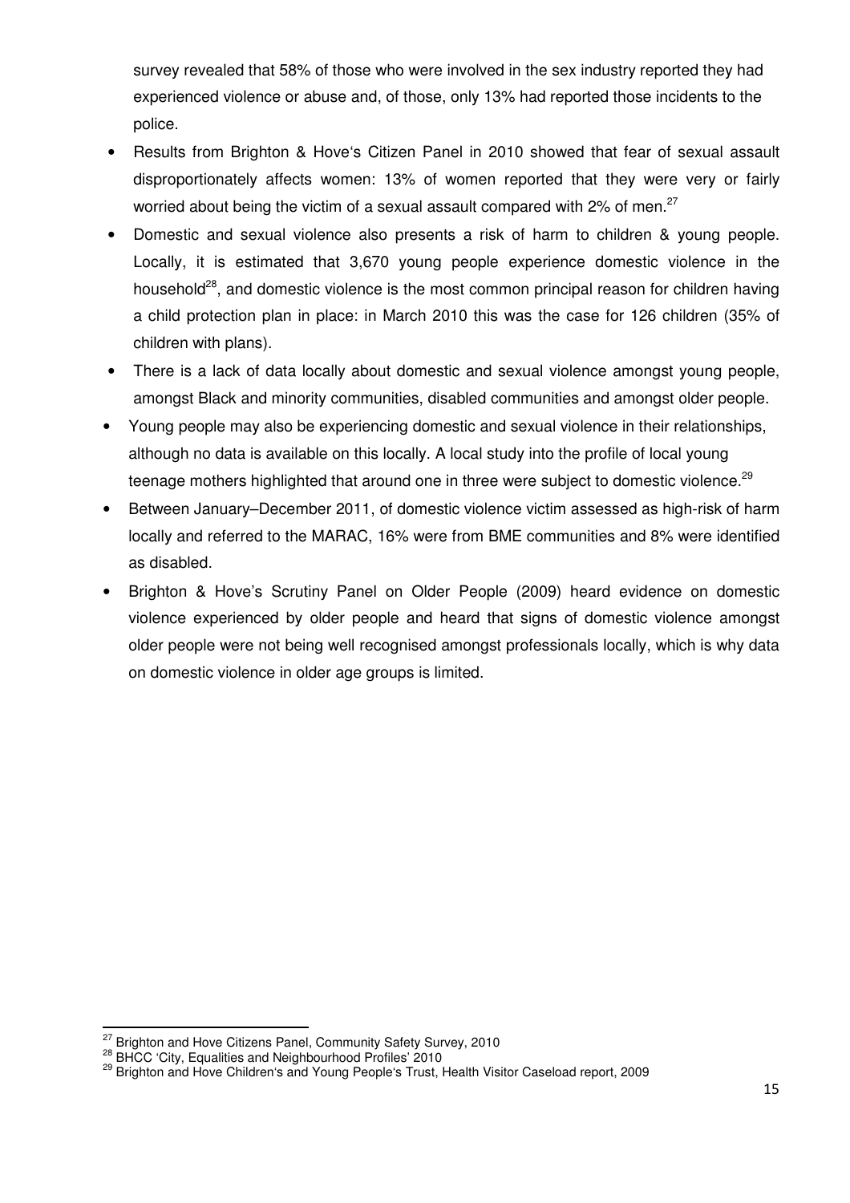survey revealed that 58% of those who were involved in the sex industry reported they had experienced violence or abuse and, of those, only 13% had reported those incidents to the police.

- Results from Brighton & Hove's Citizen Panel in 2010 showed that fear of sexual assault disproportionately affects women: 13% of women reported that they were very or fairly worried about being the victim of a sexual assault compared with 2% of men.[27]
- Domestic and sexual violence also presents a risk of harm to children & young people. Locally, it is estimated that 3,670 young people experience domestic violence in the household[28], and domestic violence is the most common principal reason for children having a child protection plan in place: in March 2010 this was the case for 126 children (35% of children with plans).
- There is a lack of data locally about domestic and sexual violence amongst young people, amongst Black and minority communities, disabled communities and amongst older people.
- Young people may also be experiencing domestic and sexual violence in their relationships, although no data is available on this locally. A local study into the profile of local young teenage mothers highlighted that around one in three were subject to domestic violence.[29]
- Between January–December 2011, of domestic violence victim assessed as high-risk of harm locally and referred to the MARAC, 16% were from BME communities and 8% were identified as disabled.
- Brighton & Hove's Scrutiny Panel on Older People (2009) heard evidence on domestic violence experienced by older people and heard that signs of domestic violence amongst older people were not being well recognised amongst professionals locally, which is why data on domestic violence in older age groups is limited.

---

[27] Brighton and Hove Citizens Panel, Community Safety Survey, 2010

[28] BHCC 'City, Equalities and Neighbourhood Profiles' 2010

[29] Brighton and Hove Children's and Young People's Trust, Health Visitor Caseload report, 2009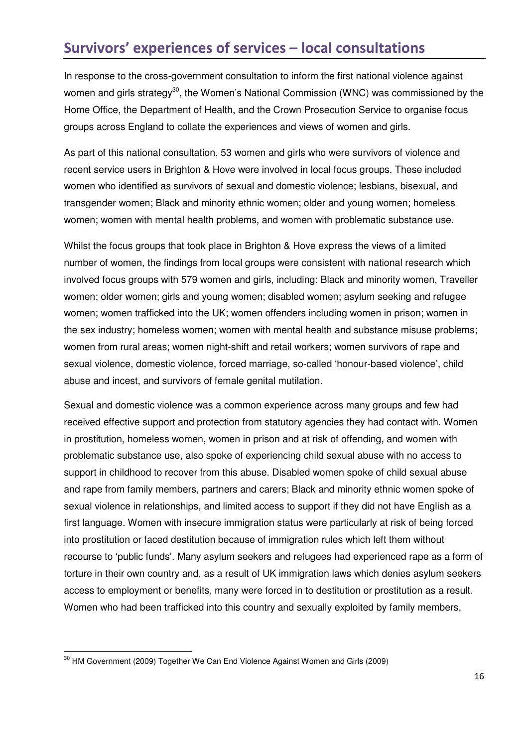## Survivors' experiences of services – local consultations

In response to the cross-government consultation to inform the first national violence against women and girls strategy[30], the Women's National Commission (WNC) was commissioned by the Home Office, the Department of Health, and the Crown Prosecution Service to organise focus groups across England to collate the experiences and views of women and girls.

As part of this national consultation, 53 women and girls who were survivors of violence and recent service users in Brighton & Hove were involved in local focus groups. These included women who identified as survivors of sexual and domestic violence; lesbians, bisexual, and transgender women; Black and minority ethnic women; older and young women; homeless women; women with mental health problems, and women with problematic substance use.

Whilst the focus groups that took place in Brighton & Hove express the views of a limited number of women, the findings from local groups were consistent with national research which involved focus groups with 579 women and girls, including: Black and minority women, Traveller women; older women; girls and young women; disabled women; asylum seeking and refugee women; women trafficked into the UK; women offenders including women in prison; women in the sex industry; homeless women; women with mental health and substance misuse problems; women from rural areas; women night-shift and retail workers; women survivors of rape and sexual violence, domestic violence, forced marriage, so-called 'honour-based violence', child abuse and incest, and survivors of female genital mutilation.

Sexual and domestic violence was a common experience across many groups and few had received effective support and protection from statutory agencies they had contact with. Women in prostitution, homeless women, women in prison and at risk of offending, and women with problematic substance use, also spoke of experiencing child sexual abuse with no access to support in childhood to recover from this abuse. Disabled women spoke of child sexual abuse and rape from family members, partners and carers; Black and minority ethnic women spoke of sexual violence in relationships, and limited access to support if they did not have English as a first language. Women with insecure immigration status were particularly at risk of being forced into prostitution or faced destitution because of immigration rules which left them without recourse to 'public funds'. Many asylum seekers and refugees had experienced rape as a form of torture in their own country and, as a result of UK immigration laws which denies asylum seekers access to employment or benefits, many were forced in to destitution or prostitution as a result. Women who had been trafficked into this country and sexually exploited by family members,

[30] HM Government (2009) Together We Can End Violence Against Women and Girls (2009)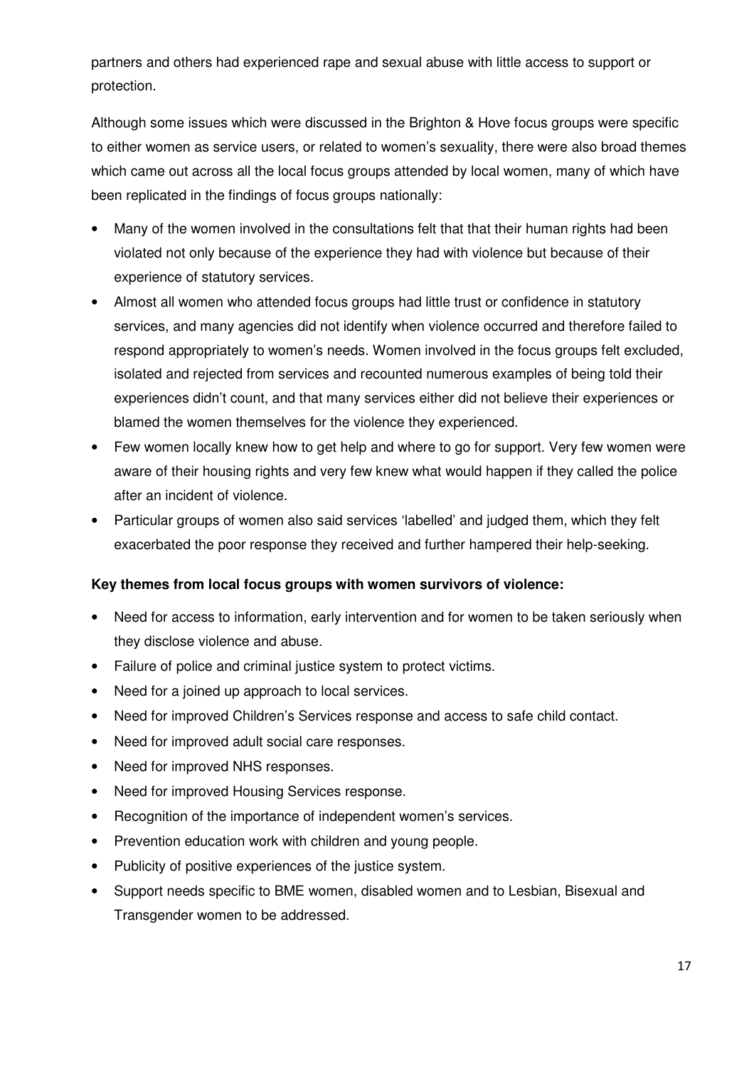partners and others had experienced rape and sexual abuse with little access to support or protection.

Although some issues which were discussed in the Brighton & Hove focus groups were specific to either women as service users, or related to women's sexuality, there were also broad themes which came out across all the local focus groups attended by local women, many of which have been replicated in the findings of focus groups nationally:

- Many of the women involved in the consultations felt that that their human rights had been violated not only because of the experience they had with violence but because of their experience of statutory services.
- Almost all women who attended focus groups had little trust or confidence in statutory services, and many agencies did not identify when violence occurred and therefore failed to respond appropriately to women's needs. Women involved in the focus groups felt excluded, isolated and rejected from services and recounted numerous examples of being told their experiences didn't count, and that many services either did not believe their experiences or blamed the women themselves for the violence they experienced.
- Few women locally knew how to get help and where to go for support. Very few women were aware of their housing rights and very few knew what would happen if they called the police after an incident of violence.
- Particular groups of women also said services 'labelled' and judged them, which they felt exacerbated the poor response they received and further hampered their help-seeking.

**Key themes from local focus groups with women survivors of violence:**

- Need for access to information, early intervention and for women to be taken seriously when they disclose violence and abuse.
- Failure of police and criminal justice system to protect victims.
- Need for a joined up approach to local services.
- Need for improved Children's Services response and access to safe child contact.
- Need for improved adult social care responses.
- Need for improved NHS responses.
- Need for improved Housing Services response.
- Recognition of the importance of independent women's services.
- Prevention education work with children and young people.
- Publicity of positive experiences of the justice system.
- Support needs specific to BME women, disabled women and to Lesbian, Bisexual and Transgender women to be addressed.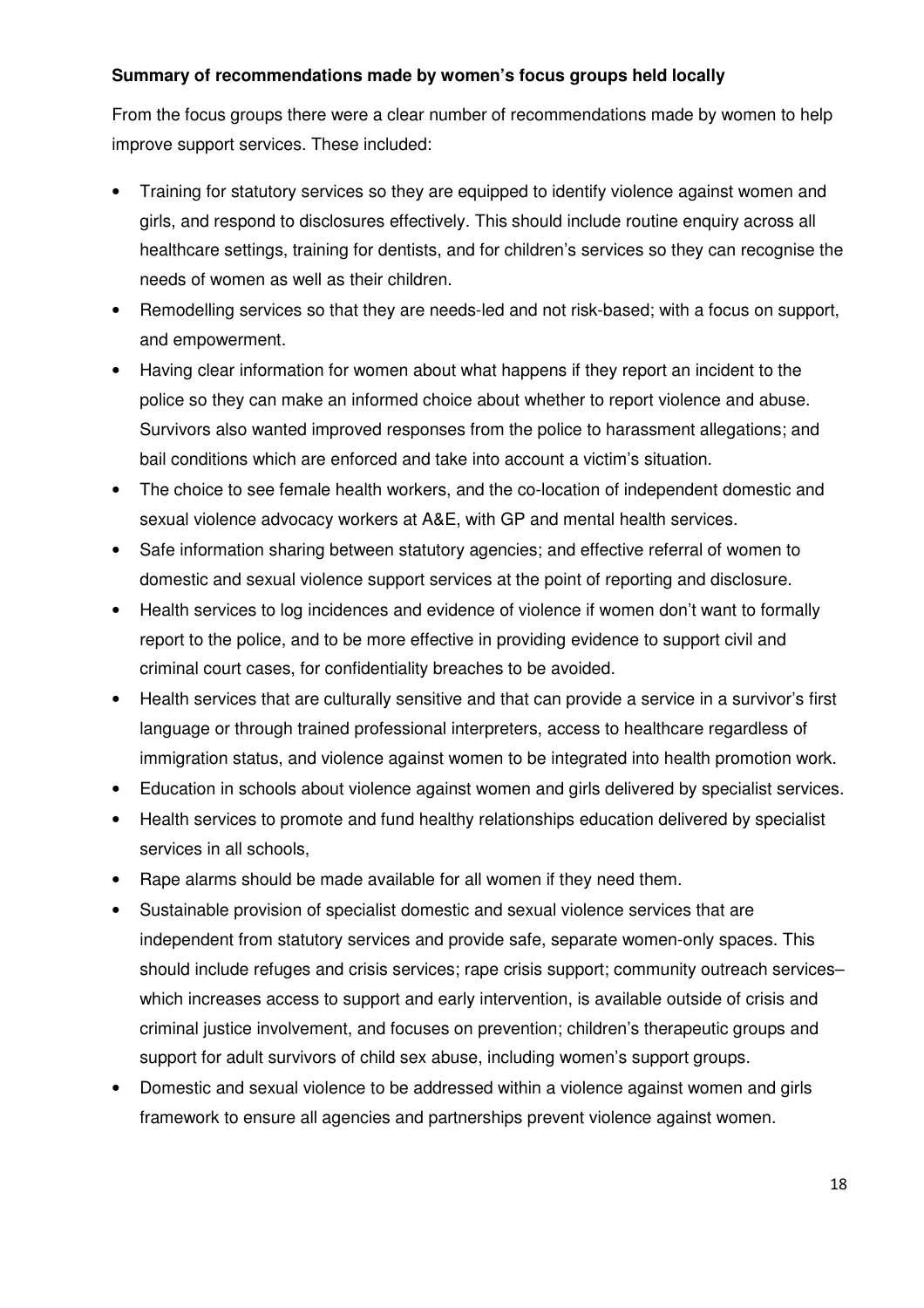**Summary of recommendations made by women's focus groups held locally**

From the focus groups there were a clear number of recommendations made by women to help improve support services. These included:

- Training for statutory services so they are equipped to identify violence against women and girls, and respond to disclosures effectively. This should include routine enquiry across all healthcare settings, training for dentists, and for children's services so they can recognise the needs of women as well as their children.
- Remodelling services so that they are needs-led and not risk-based; with a focus on support, and empowerment.
- Having clear information for women about what happens if they report an incident to the police so they can make an informed choice about whether to report violence and abuse. Survivors also wanted improved responses from the police to harassment allegations; and bail conditions which are enforced and take into account a victim's situation.
- The choice to see female health workers, and the co-location of independent domestic and sexual violence advocacy workers at A&E, with GP and mental health services.
- Safe information sharing between statutory agencies; and effective referral of women to domestic and sexual violence support services at the point of reporting and disclosure.
- Health services to log incidences and evidence of violence if women don't want to formally report to the police, and to be more effective in providing evidence to support civil and criminal court cases, for confidentiality breaches to be avoided.
- Health services that are culturally sensitive and that can provide a service in a survivor's first language or through trained professional interpreters, access to healthcare regardless of immigration status, and violence against women to be integrated into health promotion work.
- Education in schools about violence against women and girls delivered by specialist services.
- Health services to promote and fund healthy relationships education delivered by specialist services in all schools,
- Rape alarms should be made available for all women if they need them.
- Sustainable provision of specialist domestic and sexual violence services that are independent from statutory services and provide safe, separate women-only spaces. This should include refuges and crisis services; rape crisis support; community outreach services– which increases access to support and early intervention, is available outside of crisis and criminal justice involvement, and focuses on prevention; children's therapeutic groups and support for adult survivors of child sex abuse, including women's support groups.
- Domestic and sexual violence to be addressed within a violence against women and girls framework to ensure all agencies and partnerships prevent violence against women.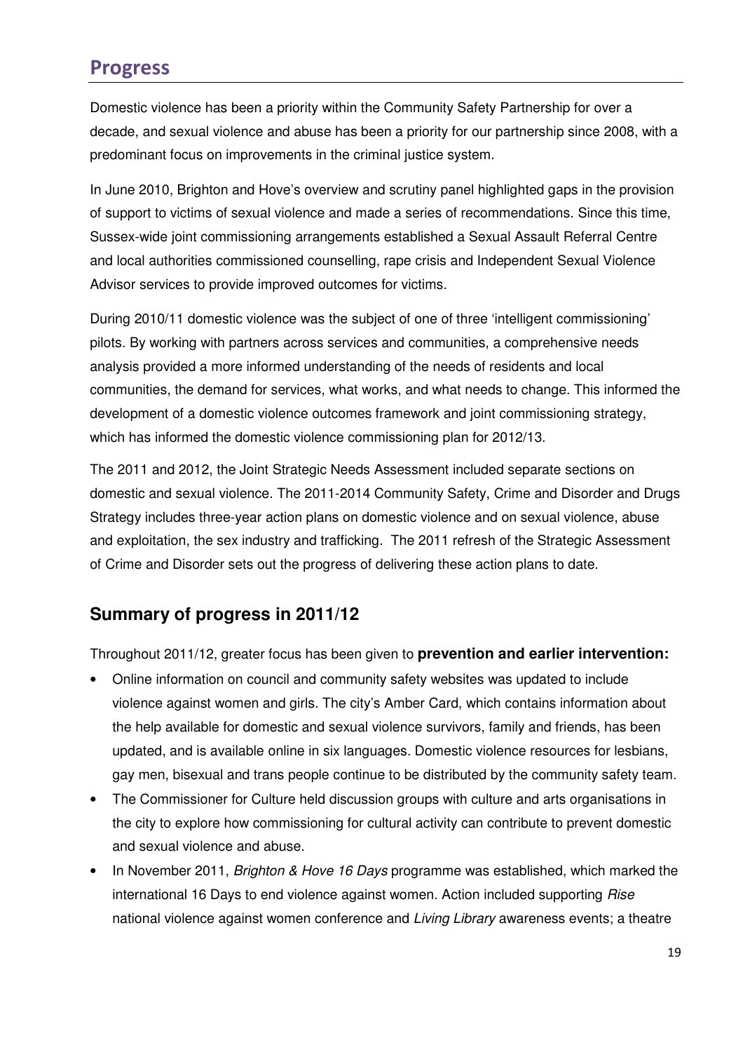## Progress

Domestic violence has been a priority within the Community Safety Partnership for over a decade, and sexual violence and abuse has been a priority for our partnership since 2008, with a predominant focus on improvements in the criminal justice system.

In June 2010, Brighton and Hove's overview and scrutiny panel highlighted gaps in the provision of support to victims of sexual violence and made a series of recommendations. Since this time, Sussex-wide joint commissioning arrangements established a Sexual Assault Referral Centre and local authorities commissioned counselling, rape crisis and Independent Sexual Violence Advisor services to provide improved outcomes for victims.

During 2010/11 domestic violence was the subject of one of three 'intelligent commissioning' pilots. By working with partners across services and communities, a comprehensive needs analysis provided a more informed understanding of the needs of residents and local communities, the demand for services, what works, and what needs to change. This informed the development of a domestic violence outcomes framework and joint commissioning strategy, which has informed the domestic violence commissioning plan for 2012/13.

The 2011 and 2012, the Joint Strategic Needs Assessment included separate sections on domestic and sexual violence. The 2011-2014 Community Safety, Crime and Disorder and Drugs Strategy includes three-year action plans on domestic violence and on sexual violence, abuse and exploitation, the sex industry and trafficking. The 2011 refresh of the Strategic Assessment of Crime and Disorder sets out the progress of delivering these action plans to date.

### Summary of progress in 2011/12

Throughout 2011/12, greater focus has been given to **prevention and earlier intervention:**

- Online information on council and community safety websites was updated to include violence against women and girls. The city's Amber Card, which contains information about the help available for domestic and sexual violence survivors, family and friends, has been updated, and is available online in six languages. Domestic violence resources for lesbians, gay men, bisexual and trans people continue to be distributed by the community safety team.
- The Commissioner for Culture held discussion groups with culture and arts organisations in the city to explore how commissioning for cultural activity can contribute to prevent domestic and sexual violence and abuse.
- In November 2011, *Brighton & Hove 16 Days* programme was established, which marked the international 16 Days to end violence against women. Action included supporting *Rise* national violence against women conference and *Living Library* awareness events; a theatre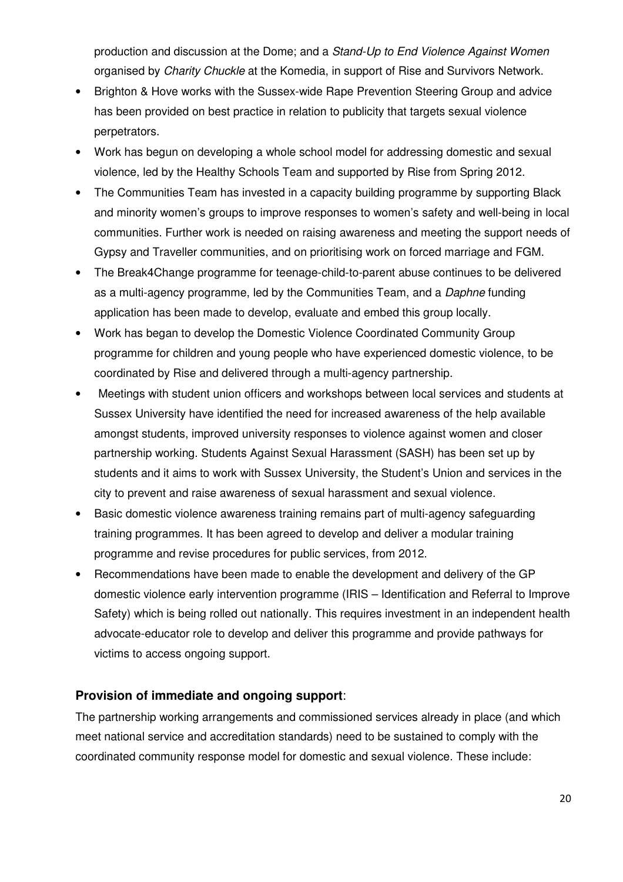production and discussion at the Dome; and a *Stand-Up to End Violence Against Women* organised by *Charity Chuckle* at the Komedia, in support of Rise and Survivors Network.

- Brighton & Hove works with the Sussex-wide Rape Prevention Steering Group and advice has been provided on best practice in relation to publicity that targets sexual violence perpetrators.
- Work has begun on developing a whole school model for addressing domestic and sexual violence, led by the Healthy Schools Team and supported by Rise from Spring 2012.
- The Communities Team has invested in a capacity building programme by supporting Black and minority women's groups to improve responses to women's safety and well-being in local communities. Further work is needed on raising awareness and meeting the support needs of Gypsy and Traveller communities, and on prioritising work on forced marriage and FGM.
- The Break4Change programme for teenage-child-to-parent abuse continues to be delivered as a multi-agency programme, led by the Communities Team, and a *Daphne* funding application has been made to develop, evaluate and embed this group locally.
- Work has began to develop the Domestic Violence Coordinated Community Group programme for children and young people who have experienced domestic violence, to be coordinated by Rise and delivered through a multi-agency partnership.
- Meetings with student union officers and workshops between local services and students at Sussex University have identified the need for increased awareness of the help available amongst students, improved university responses to violence against women and closer partnership working. Students Against Sexual Harassment (SASH) has been set up by students and it aims to work with Sussex University, the Student's Union and services in the city to prevent and raise awareness of sexual harassment and sexual violence.
- Basic domestic violence awareness training remains part of multi-agency safeguarding training programmes. It has been agreed to develop and deliver a modular training programme and revise procedures for public services, from 2012.
- Recommendations have been made to enable the development and delivery of the GP domestic violence early intervention programme (IRIS – Identification and Referral to Improve Safety) which is being rolled out nationally. This requires investment in an independent health advocate-educator role to develop and deliver this programme and provide pathways for victims to access ongoing support.

### **Provision of immediate and ongoing support**:

The partnership working arrangements and commissioned services already in place (and which meet national service and accreditation standards) need to be sustained to comply with the coordinated community response model for domestic and sexual violence. These include: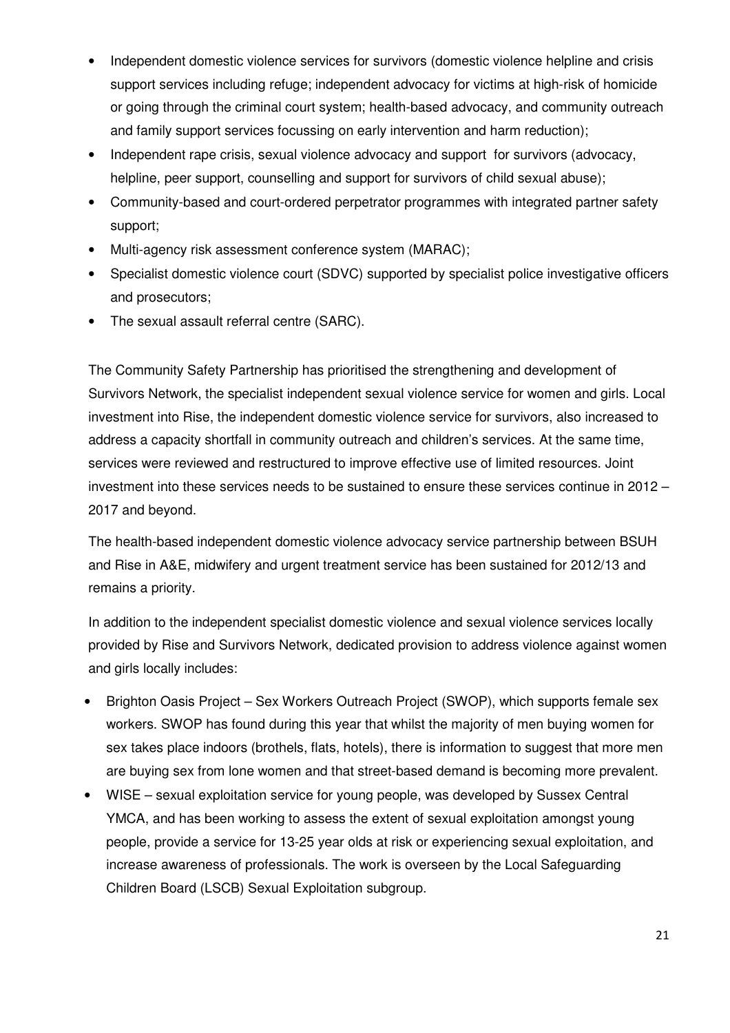- Independent domestic violence services for survivors (domestic violence helpline and crisis support services including refuge; independent advocacy for victims at high-risk of homicide or going through the criminal court system; health-based advocacy, and community outreach and family support services focussing on early intervention and harm reduction);
- Independent rape crisis, sexual violence advocacy and support for survivors (advocacy, helpline, peer support, counselling and support for survivors of child sexual abuse);
- Community-based and court-ordered perpetrator programmes with integrated partner safety support;
- Multi-agency risk assessment conference system (MARAC);
- Specialist domestic violence court (SDVC) supported by specialist police investigative officers and prosecutors;
- The sexual assault referral centre (SARC).

The Community Safety Partnership has prioritised the strengthening and development of Survivors Network, the specialist independent sexual violence service for women and girls. Local investment into Rise, the independent domestic violence service for survivors, also increased to address a capacity shortfall in community outreach and children's services. At the same time, services were reviewed and restructured to improve effective use of limited resources. Joint investment into these services needs to be sustained to ensure these services continue in 2012 – 2017 and beyond.

The health-based independent domestic violence advocacy service partnership between BSUH and Rise in A&E, midwifery and urgent treatment service has been sustained for 2012/13 and remains a priority.

In addition to the independent specialist domestic violence and sexual violence services locally provided by Rise and Survivors Network, dedicated provision to address violence against women and girls locally includes:

- Brighton Oasis Project – Sex Workers Outreach Project (SWOP), which supports female sex workers. SWOP has found during this year that whilst the majority of men buying women for sex takes place indoors (brothels, flats, hotels), there is information to suggest that more men are buying sex from lone women and that street-based demand is becoming more prevalent.
- WISE – sexual exploitation service for young people, was developed by Sussex Central YMCA, and has been working to assess the extent of sexual exploitation amongst young people, provide a service for 13-25 year olds at risk or experiencing sexual exploitation, and increase awareness of professionals. The work is overseen by the Local Safeguarding Children Board (LSCB) Sexual Exploitation subgroup.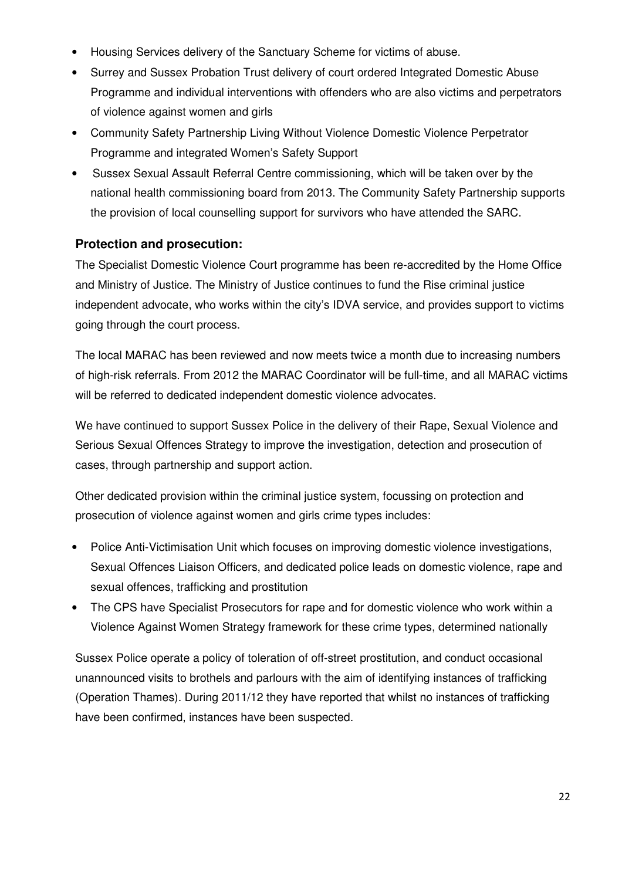- Housing Services delivery of the Sanctuary Scheme for victims of abuse.
- Surrey and Sussex Probation Trust delivery of court ordered Integrated Domestic Abuse Programme and individual interventions with offenders who are also victims and perpetrators of violence against women and girls
- Community Safety Partnership Living Without Violence Domestic Violence Perpetrator Programme and integrated Women's Safety Support
- Sussex Sexual Assault Referral Centre commissioning, which will be taken over by the national health commissioning board from 2013. The Community Safety Partnership supports the provision of local counselling support for survivors who have attended the SARC.

**Protection and prosecution:**

The Specialist Domestic Violence Court programme has been re-accredited by the Home Office and Ministry of Justice. The Ministry of Justice continues to fund the Rise criminal justice independent advocate, who works within the city's IDVA service, and provides support to victims going through the court process.

The local MARAC has been reviewed and now meets twice a month due to increasing numbers of high-risk referrals. From 2012 the MARAC Coordinator will be full-time, and all MARAC victims will be referred to dedicated independent domestic violence advocates.

We have continued to support Sussex Police in the delivery of their Rape, Sexual Violence and Serious Sexual Offences Strategy to improve the investigation, detection and prosecution of cases, through partnership and support action.

Other dedicated provision within the criminal justice system, focussing on protection and prosecution of violence against women and girls crime types includes:

- Police Anti-Victimisation Unit which focuses on improving domestic violence investigations, Sexual Offences Liaison Officers, and dedicated police leads on domestic violence, rape and sexual offences, trafficking and prostitution
- The CPS have Specialist Prosecutors for rape and for domestic violence who work within a Violence Against Women Strategy framework for these crime types, determined nationally

Sussex Police operate a policy of toleration of off-street prostitution, and conduct occasional unannounced visits to brothels and parlours with the aim of identifying instances of trafficking (Operation Thames). During 2011/12 they have reported that whilst no instances of trafficking have been confirmed, instances have been suspected.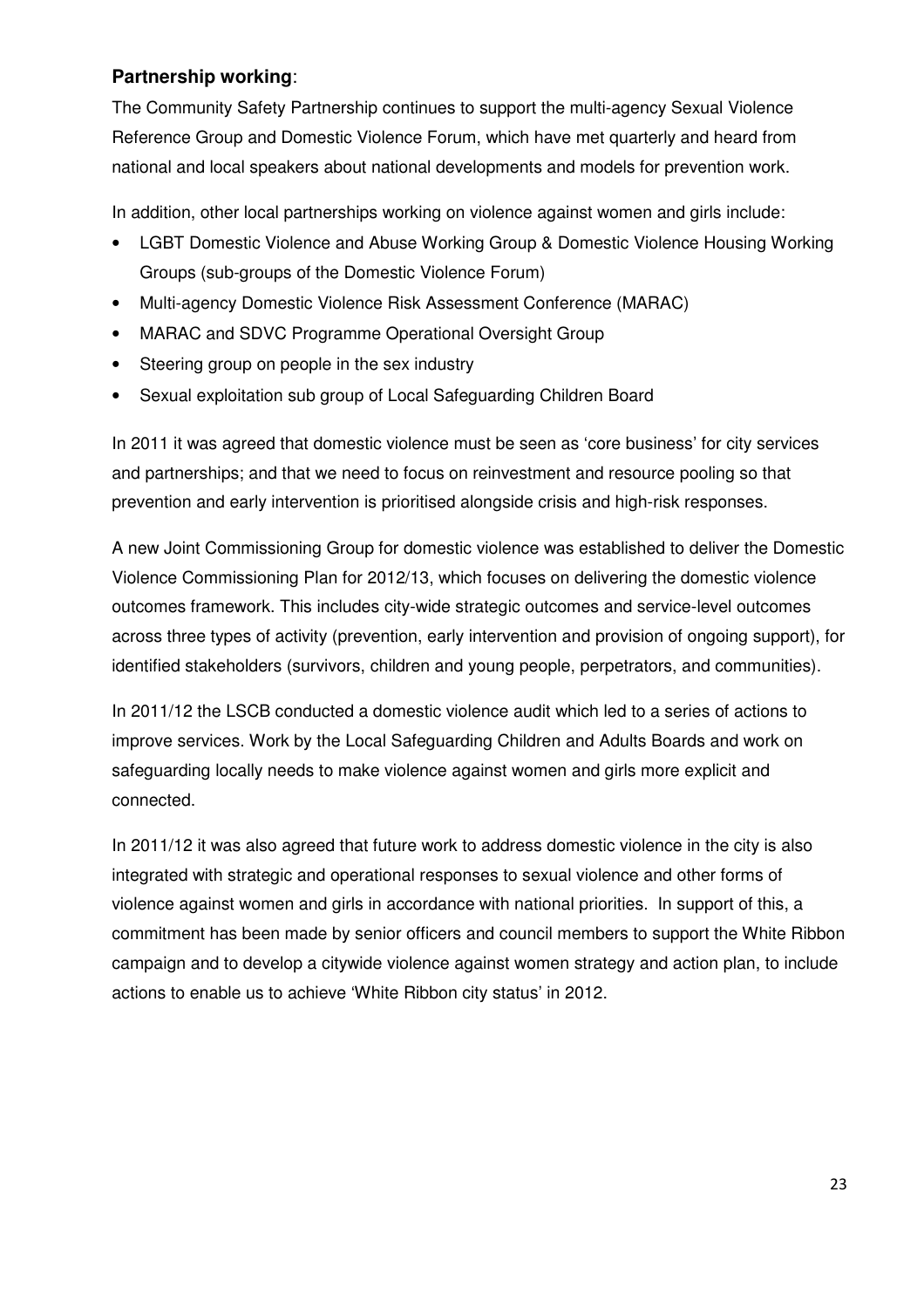**Partnership working**:

The Community Safety Partnership continues to support the multi-agency Sexual Violence Reference Group and Domestic Violence Forum, which have met quarterly and heard from national and local speakers about national developments and models for prevention work.

In addition, other local partnerships working on violence against women and girls include:

- LGBT Domestic Violence and Abuse Working Group & Domestic Violence Housing Working Groups (sub-groups of the Domestic Violence Forum)
- Multi-agency Domestic Violence Risk Assessment Conference (MARAC)
- MARAC and SDVC Programme Operational Oversight Group
- Steering group on people in the sex industry
- Sexual exploitation sub group of Local Safeguarding Children Board

In 2011 it was agreed that domestic violence must be seen as 'core business' for city services and partnerships; and that we need to focus on reinvestment and resource pooling so that prevention and early intervention is prioritised alongside crisis and high-risk responses.

A new Joint Commissioning Group for domestic violence was established to deliver the Domestic Violence Commissioning Plan for 2012/13, which focuses on delivering the domestic violence outcomes framework. This includes city-wide strategic outcomes and service-level outcomes across three types of activity (prevention, early intervention and provision of ongoing support), for identified stakeholders (survivors, children and young people, perpetrators, and communities).

In 2011/12 the LSCB conducted a domestic violence audit which led to a series of actions to improve services. Work by the Local Safeguarding Children and Adults Boards and work on safeguarding locally needs to make violence against women and girls more explicit and connected.

In 2011/12 it was also agreed that future work to address domestic violence in the city is also integrated with strategic and operational responses to sexual violence and other forms of violence against women and girls in accordance with national priorities. In support of this, a commitment has been made by senior officers and council members to support the White Ribbon campaign and to develop a citywide violence against women strategy and action plan, to include actions to enable us to achieve 'White Ribbon city status' in 2012.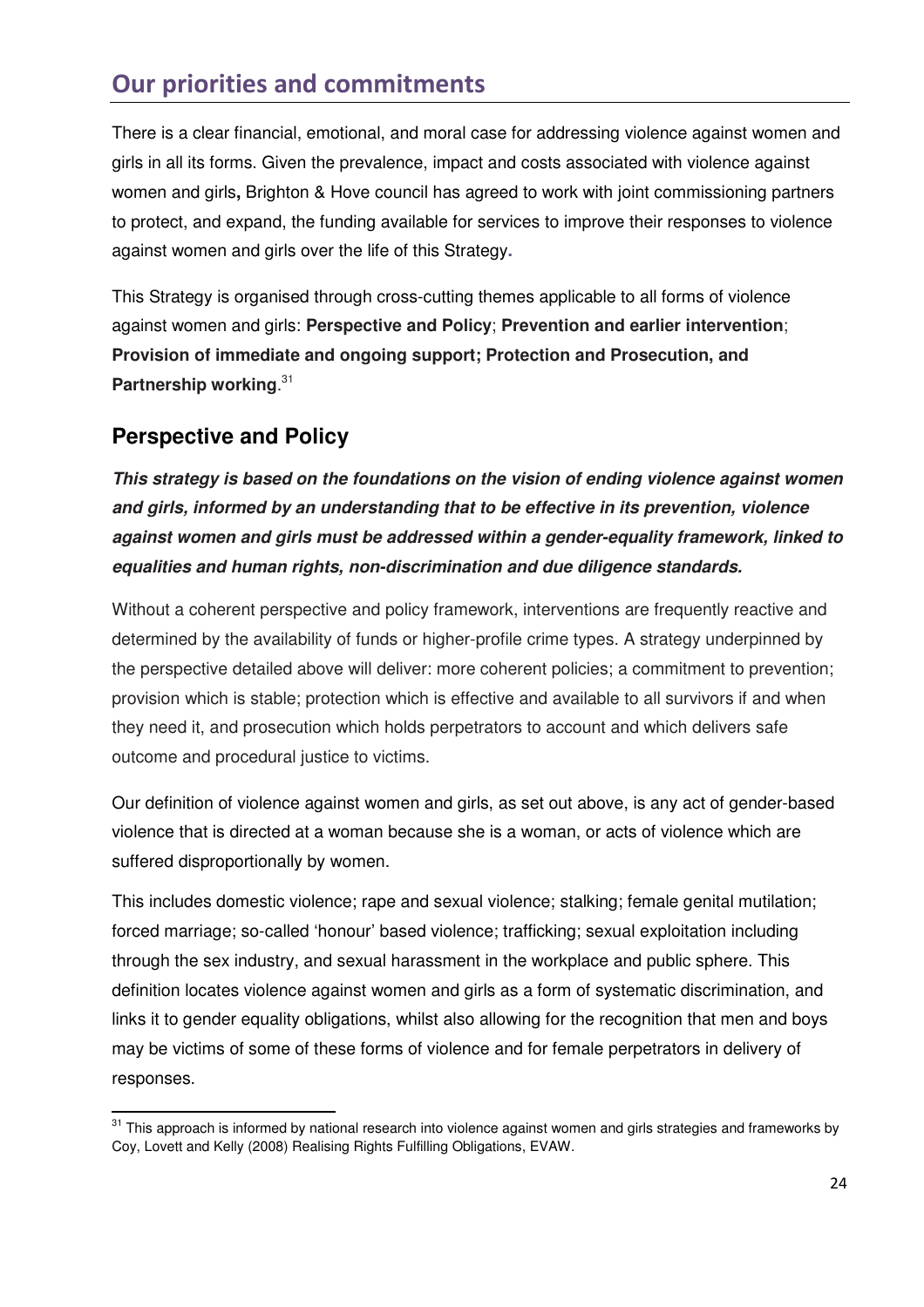# Our priorities and commitments

There is a clear financial, emotional, and moral case for addressing violence against women and girls in all its forms. Given the prevalence, impact and costs associated with violence against women and girls**,** Brighton & Hove council has agreed to work with joint commissioning partners to protect, and expand, the funding available for services to improve their responses to violence against women and girls over the life of this Strategy**.**

This Strategy is organised through cross-cutting themes applicable to all forms of violence against women and girls: **Perspective and Policy**; **Prevention and earlier intervention**; **Provision of immediate and ongoing support; Protection and Prosecution, and Partnership working**.[31]

## Perspective and Policy

***This strategy is based on the foundations on the vision of ending violence against women and girls, informed by an understanding that to be effective in its prevention, violence against women and girls must be addressed within a gender-equality framework, linked to equalities and human rights, non-discrimination and due diligence standards.***

Without a coherent perspective and policy framework, interventions are frequently reactive and determined by the availability of funds or higher-profile crime types. A strategy underpinned by the perspective detailed above will deliver: more coherent policies; a commitment to prevention; provision which is stable; protection which is effective and available to all survivors if and when they need it, and prosecution which holds perpetrators to account and which delivers safe outcome and procedural justice to victims.

Our definition of violence against women and girls, as set out above, is any act of gender-based violence that is directed at a woman because she is a woman, or acts of violence which are suffered disproportionally by women.

This includes domestic violence; rape and sexual violence; stalking; female genital mutilation; forced marriage; so-called 'honour' based violence; trafficking; sexual exploitation including through the sex industry, and sexual harassment in the workplace and public sphere. This definition locates violence against women and girls as a form of systematic discrimination, and links it to gender equality obligations, whilst also allowing for the recognition that men and boys may be victims of some of these forms of violence and for female perpetrators in delivery of responses.

---

[31] This approach is informed by national research into violence against women and girls strategies and frameworks by Coy, Lovett and Kelly (2008) Realising Rights Fulfilling Obligations, EVAW.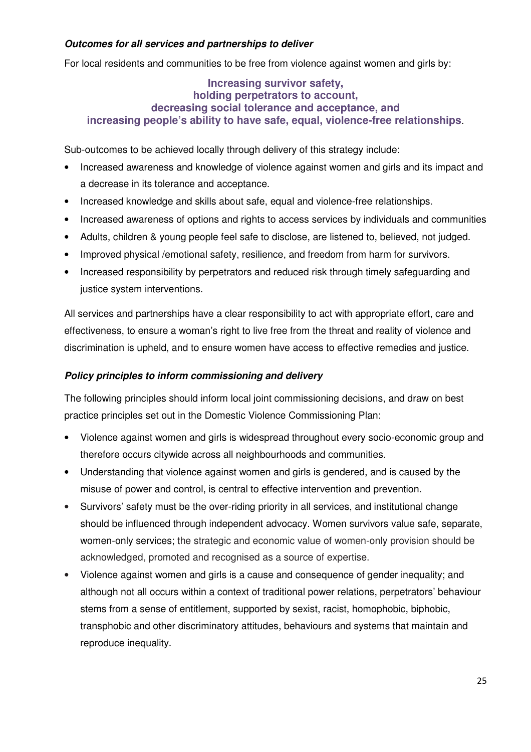***Outcomes for all services and partnerships to deliver***

For local residents and communities to be free from violence against women and girls by:

**Increasing survivor safety,**
**holding perpetrators to account,**
**decreasing social tolerance and acceptance, and**
**increasing people's ability to have safe, equal, violence-free relationships**.

Sub-outcomes to be achieved locally through delivery of this strategy include:

- Increased awareness and knowledge of violence against women and girls and its impact and a decrease in its tolerance and acceptance.
- Increased knowledge and skills about safe, equal and violence-free relationships.
- Increased awareness of options and rights to access services by individuals and communities
- Adults, children & young people feel safe to disclose, are listened to, believed, not judged.
- Improved physical /emotional safety, resilience, and freedom from harm for survivors.
- Increased responsibility by perpetrators and reduced risk through timely safeguarding and justice system interventions.

All services and partnerships have a clear responsibility to act with appropriate effort, care and effectiveness, to ensure a woman's right to live free from the threat and reality of violence and discrimination is upheld, and to ensure women have access to effective remedies and justice.

***Policy principles to inform commissioning and delivery***

The following principles should inform local joint commissioning decisions, and draw on best practice principles set out in the Domestic Violence Commissioning Plan:

- Violence against women and girls is widespread throughout every socio-economic group and therefore occurs citywide across all neighbourhoods and communities.
- Understanding that violence against women and girls is gendered, and is caused by the misuse of power and control, is central to effective intervention and prevention.
- Survivors' safety must be the over-riding priority in all services, and institutional change should be influenced through independent advocacy. Women survivors value safe, separate, women-only services; the strategic and economic value of women-only provision should be acknowledged, promoted and recognised as a source of expertise.
- Violence against women and girls is a cause and consequence of gender inequality; and although not all occurs within a context of traditional power relations, perpetrators' behaviour stems from a sense of entitlement, supported by sexist, racist, homophobic, biphobic, transphobic and other discriminatory attitudes, behaviours and systems that maintain and reproduce inequality.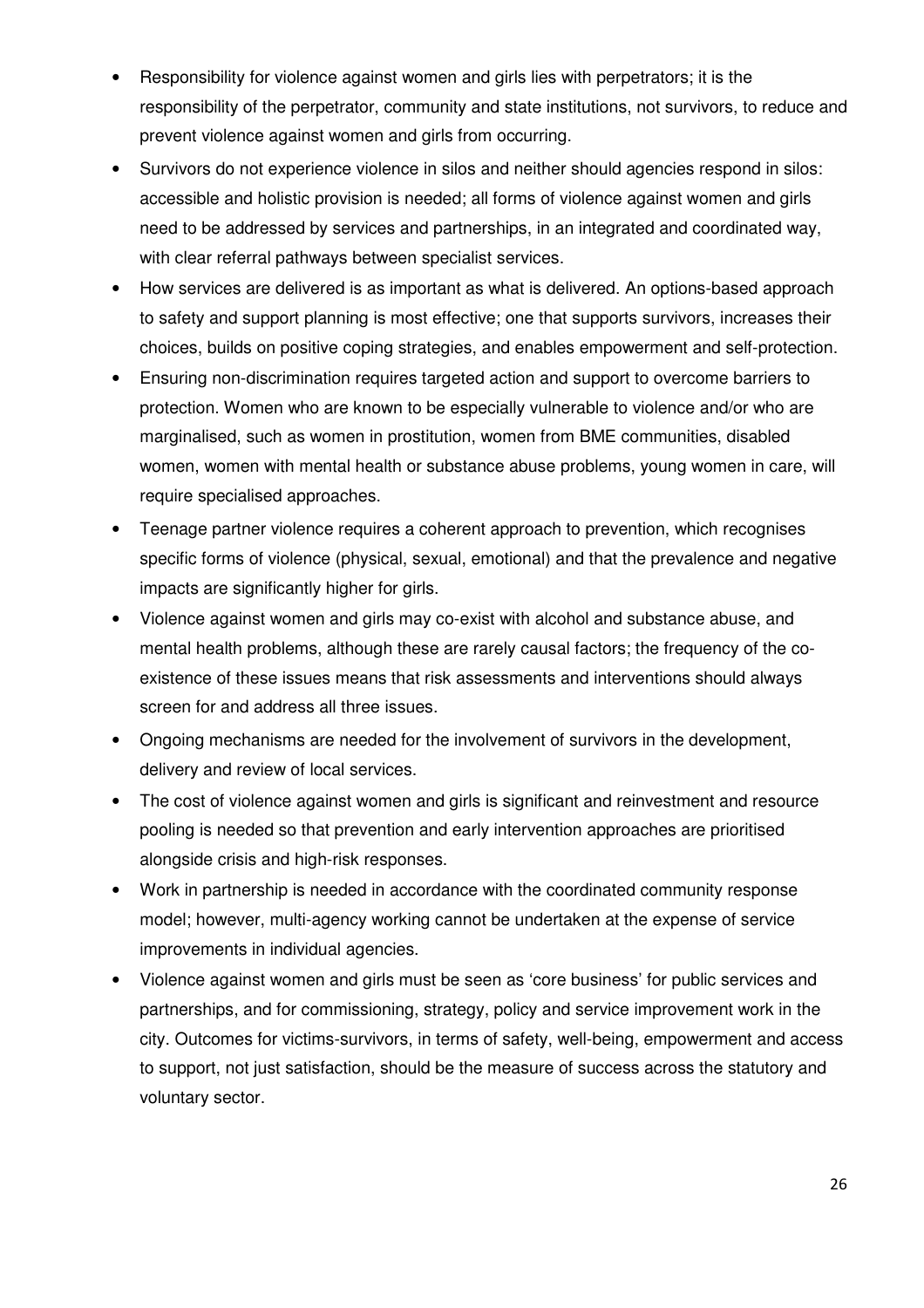- Responsibility for violence against women and girls lies with perpetrators; it is the responsibility of the perpetrator, community and state institutions, not survivors, to reduce and prevent violence against women and girls from occurring.
- Survivors do not experience violence in silos and neither should agencies respond in silos: accessible and holistic provision is needed; all forms of violence against women and girls need to be addressed by services and partnerships, in an integrated and coordinated way, with clear referral pathways between specialist services.
- How services are delivered is as important as what is delivered. An options-based approach to safety and support planning is most effective; one that supports survivors, increases their choices, builds on positive coping strategies, and enables empowerment and self-protection.
- Ensuring non-discrimination requires targeted action and support to overcome barriers to protection. Women who are known to be especially vulnerable to violence and/or who are marginalised, such as women in prostitution, women from BME communities, disabled women, women with mental health or substance abuse problems, young women in care, will require specialised approaches.
- Teenage partner violence requires a coherent approach to prevention, which recognises specific forms of violence (physical, sexual, emotional) and that the prevalence and negative impacts are significantly higher for girls.
- Violence against women and girls may co-exist with alcohol and substance abuse, and mental health problems, although these are rarely causal factors; the frequency of the co-existence of these issues means that risk assessments and interventions should always screen for and address all three issues.
- Ongoing mechanisms are needed for the involvement of survivors in the development, delivery and review of local services.
- The cost of violence against women and girls is significant and reinvestment and resource pooling is needed so that prevention and early intervention approaches are prioritised alongside crisis and high-risk responses.
- Work in partnership is needed in accordance with the coordinated community response model; however, multi-agency working cannot be undertaken at the expense of service improvements in individual agencies.
- Violence against women and girls must be seen as 'core business' for public services and partnerships, and for commissioning, strategy, policy and service improvement work in the city. Outcomes for victims-survivors, in terms of safety, well-being, empowerment and access to support, not just satisfaction, should be the measure of success across the statutory and voluntary sector.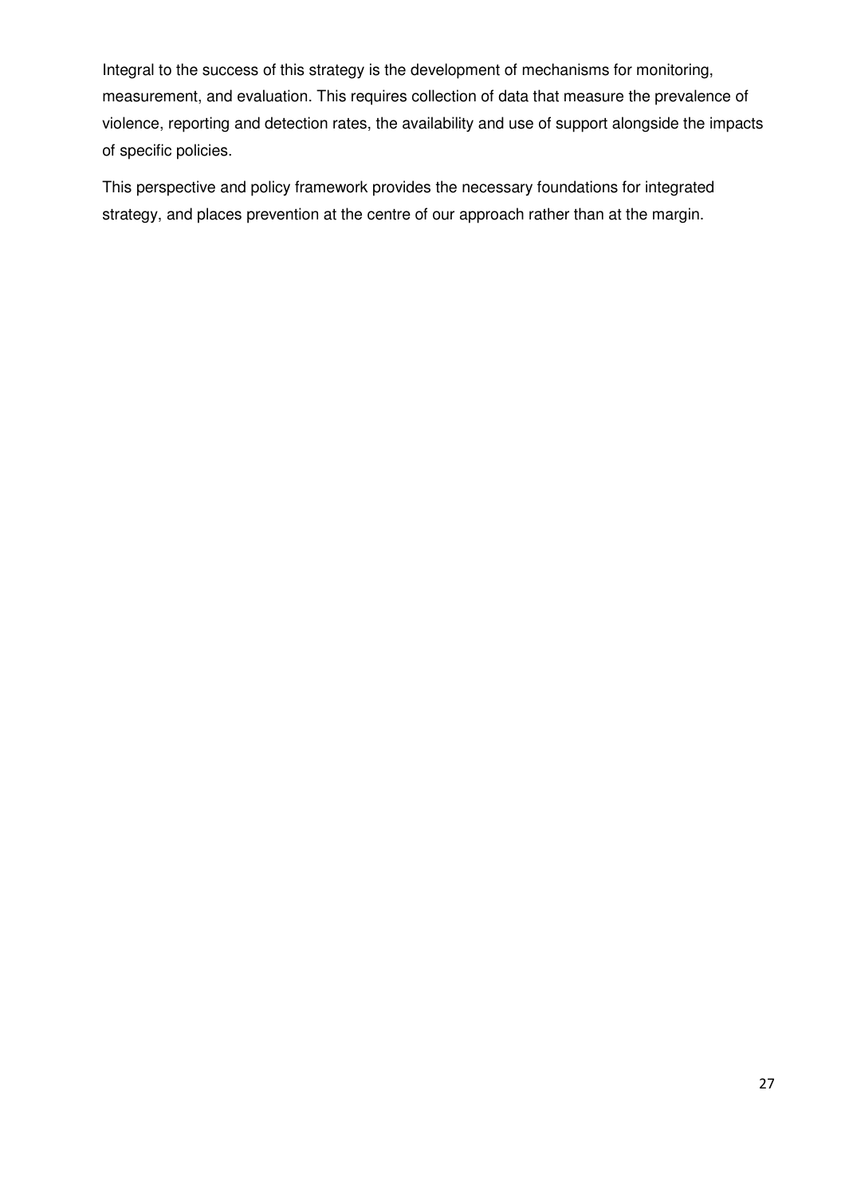Integral to the success of this strategy is the development of mechanisms for monitoring, measurement, and evaluation. This requires collection of data that measure the prevalence of violence, reporting and detection rates, the availability and use of support alongside the impacts of specific policies.

This perspective and policy framework provides the necessary foundations for integrated strategy, and places prevention at the centre of our approach rather than at the margin.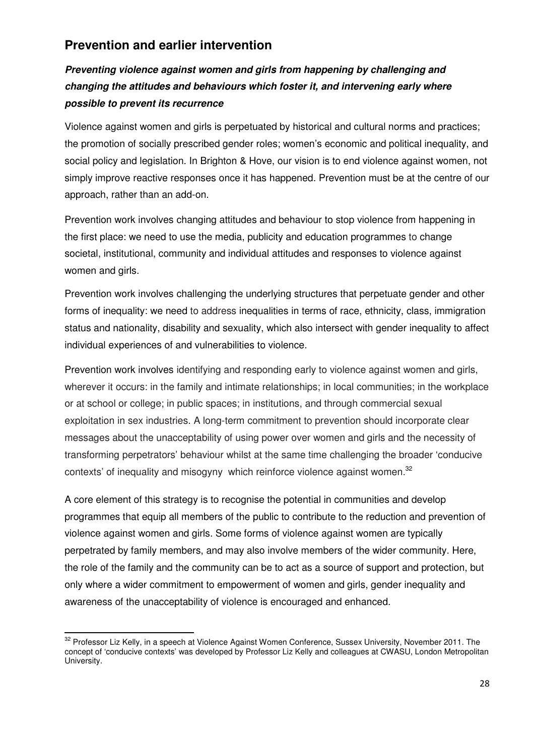## Prevention and earlier intervention

***Preventing violence against women and girls from happening by challenging and changing the attitudes and behaviours which foster it, and intervening early where possible to prevent its recurrence***

Violence against women and girls is perpetuated by historical and cultural norms and practices; the promotion of socially prescribed gender roles; women's economic and political inequality, and social policy and legislation. In Brighton & Hove, our vision is to end violence against women, not simply improve reactive responses once it has happened. Prevention must be at the centre of our approach, rather than an add-on.

Prevention work involves changing attitudes and behaviour to stop violence from happening in the first place: we need to use the media, publicity and education programmes to change societal, institutional, community and individual attitudes and responses to violence against women and girls.

Prevention work involves challenging the underlying structures that perpetuate gender and other forms of inequality: we need to address inequalities in terms of race, ethnicity, class, immigration status and nationality, disability and sexuality, which also intersect with gender inequality to affect individual experiences of and vulnerabilities to violence.

Prevention work involves identifying and responding early to violence against women and girls, wherever it occurs: in the family and intimate relationships; in local communities; in the workplace or at school or college; in public spaces; in institutions, and through commercial sexual exploitation in sex industries. A long-term commitment to prevention should incorporate clear messages about the unacceptability of using power over women and girls and the necessity of transforming perpetrators' behaviour whilst at the same time challenging the broader 'conducive contexts' of inequality and misogyny which reinforce violence against women.[32]

A core element of this strategy is to recognise the potential in communities and develop programmes that equip all members of the public to contribute to the reduction and prevention of violence against women and girls. Some forms of violence against women are typically perpetrated by family members, and may also involve members of the wider community. Here, the role of the family and the community can be to act as a source of support and protection, but only where a wider commitment to empowerment of women and girls, gender inequality and awareness of the unacceptability of violence is encouraged and enhanced.

---

[32] Professor Liz Kelly, in a speech at Violence Against Women Conference, Sussex University, November 2011. The concept of 'conducive contexts' was developed by Professor Liz Kelly and colleagues at CWASU, London Metropolitan University.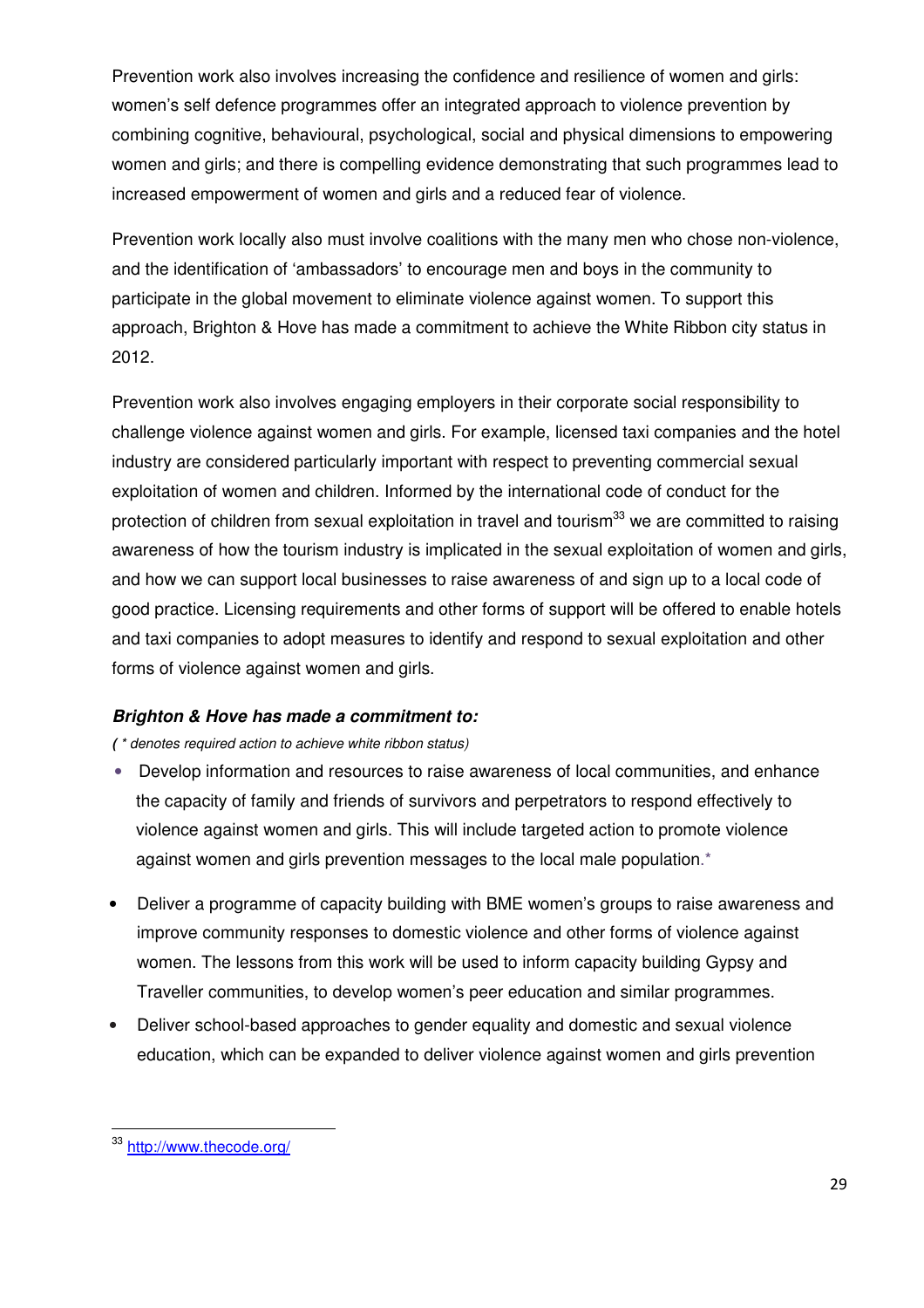Prevention work also involves increasing the confidence and resilience of women and girls: women's self defence programmes offer an integrated approach to violence prevention by combining cognitive, behavioural, psychological, social and physical dimensions to empowering women and girls; and there is compelling evidence demonstrating that such programmes lead to increased empowerment of women and girls and a reduced fear of violence.

Prevention work locally also must involve coalitions with the many men who chose non-violence, and the identification of 'ambassadors' to encourage men and boys in the community to participate in the global movement to eliminate violence against women. To support this approach, Brighton & Hove has made a commitment to achieve the White Ribbon city status in 2012.

Prevention work also involves engaging employers in their corporate social responsibility to challenge violence against women and girls. For example, licensed taxi companies and the hotel industry are considered particularly important with respect to preventing commercial sexual exploitation of women and children. Informed by the international code of conduct for the protection of children from sexual exploitation in travel and tourism[33] we are committed to raising awareness of how the tourism industry is implicated in the sexual exploitation of women and girls, and how we can support local businesses to raise awareness of and sign up to a local code of good practice. Licensing requirements and other forms of support will be offered to enable hotels and taxi companies to adopt measures to identify and respond to sexual exploitation and other forms of violence against women and girls.

***Brighton & Hove has made a commitment to:***

*( * denotes required action to achieve white ribbon status)*

- Develop information and resources to raise awareness of local communities, and enhance the capacity of family and friends of survivors and perpetrators to respond effectively to violence against women and girls. This will include targeted action to promote violence against women and girls prevention messages to the local male population.*
- Deliver a programme of capacity building with BME women's groups to raise awareness and improve community responses to domestic violence and other forms of violence against women. The lessons from this work will be used to inform capacity building Gypsy and Traveller communities, to develop women's peer education and similar programmes.
- Deliver school-based approaches to gender equality and domestic and sexual violence education, which can be expanded to deliver violence against women and girls prevention

---

[33] http://www.thecode.org/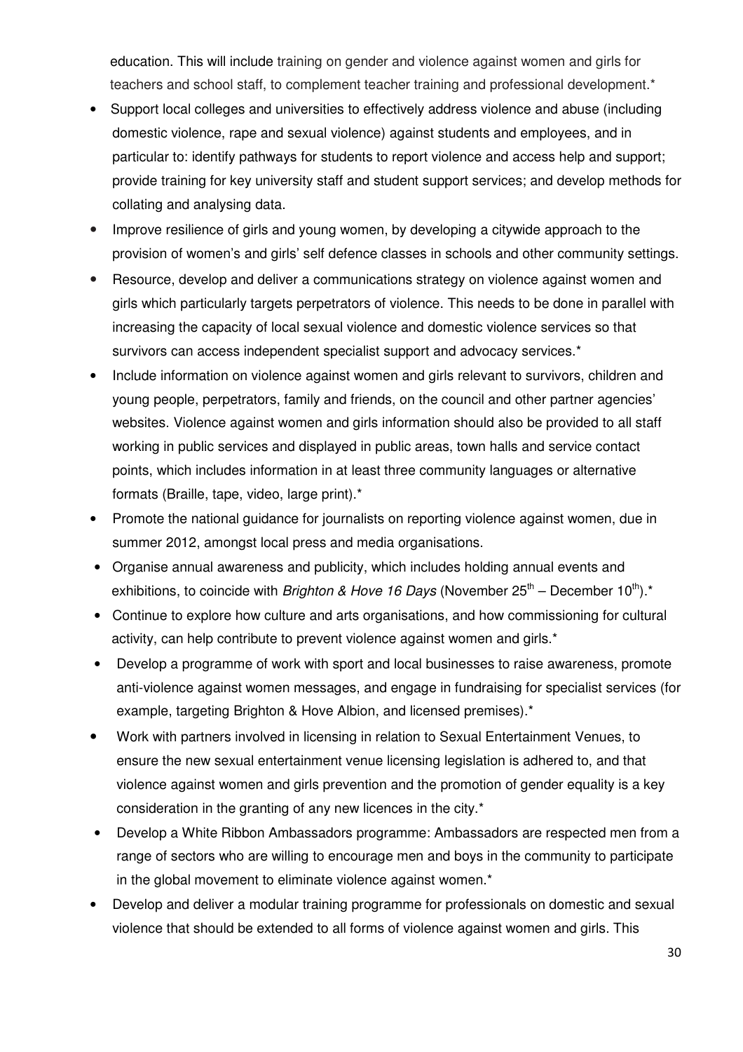education. This will include training on gender and violence against women and girls for teachers and school staff, to complement teacher training and professional development.*

- Support local colleges and universities to effectively address violence and abuse (including domestic violence, rape and sexual violence) against students and employees, and in particular to: identify pathways for students to report violence and access help and support; provide training for key university staff and student support services; and develop methods for collating and analysing data.
- Improve resilience of girls and young women, by developing a citywide approach to the provision of women's and girls' self defence classes in schools and other community settings.
- Resource, develop and deliver a communications strategy on violence against women and girls which particularly targets perpetrators of violence. This needs to be done in parallel with increasing the capacity of local sexual violence and domestic violence services so that survivors can access independent specialist support and advocacy services.*
- Include information on violence against women and girls relevant to survivors, children and young people, perpetrators, family and friends, on the council and other partner agencies' websites. Violence against women and girls information should also be provided to all staff working in public services and displayed in public areas, town halls and service contact points, which includes information in at least three community languages or alternative formats (Braille, tape, video, large print).*
- Promote the national guidance for journalists on reporting violence against women, due in summer 2012, amongst local press and media organisations.
- Organise annual awareness and publicity, which includes holding annual events and exhibitions, to coincide with *Brighton & Hove 16 Days* (November 25th – December 10th).*
- Continue to explore how culture and arts organisations, and how commissioning for cultural activity, can help contribute to prevent violence against women and girls.*
- Develop a programme of work with sport and local businesses to raise awareness, promote anti-violence against women messages, and engage in fundraising for specialist services (for example, targeting Brighton & Hove Albion, and licensed premises).*
- Work with partners involved in licensing in relation to Sexual Entertainment Venues, to ensure the new sexual entertainment venue licensing legislation is adhered to, and that violence against women and girls prevention and the promotion of gender equality is a key consideration in the granting of any new licences in the city.*
- Develop a White Ribbon Ambassadors programme: Ambassadors are respected men from a range of sectors who are willing to encourage men and boys in the community to participate in the global movement to eliminate violence against women.*
- Develop and deliver a modular training programme for professionals on domestic and sexual violence that should be extended to all forms of violence against women and girls. This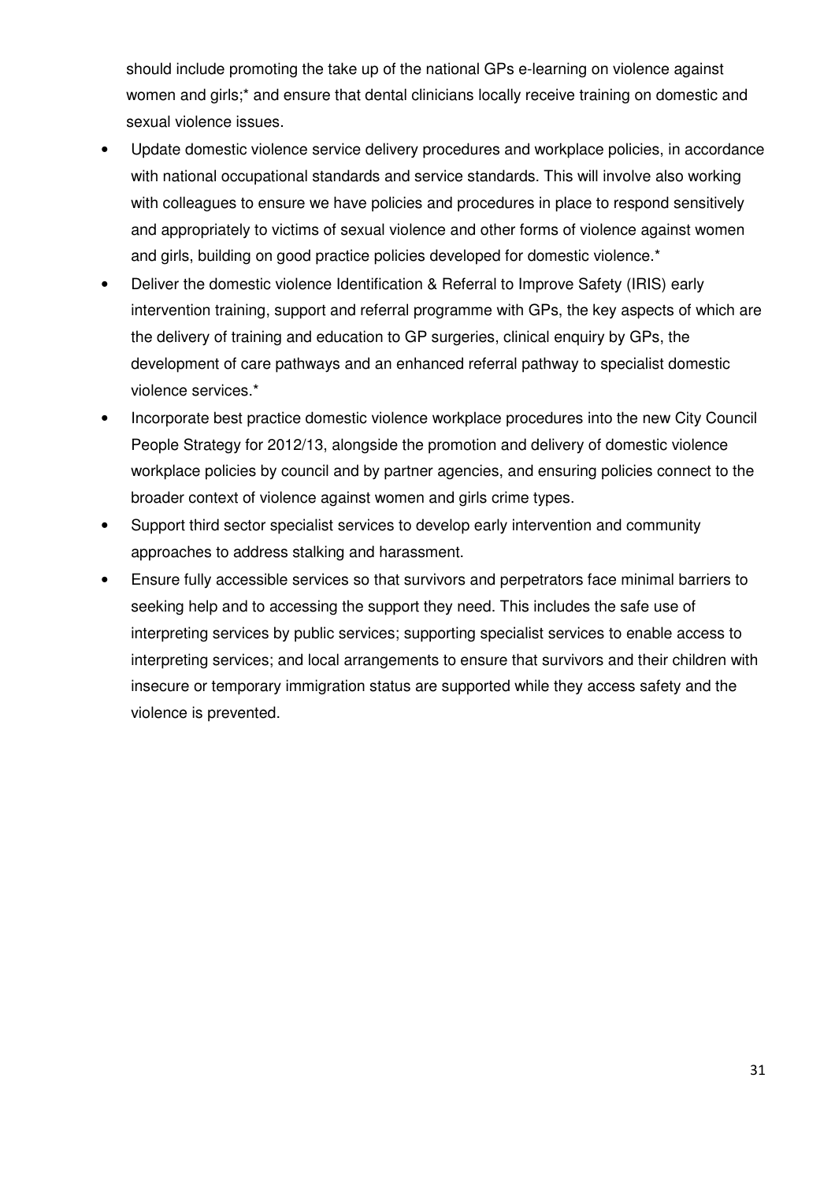should include promoting the take up of the national GPs e-learning on violence against women and girls;* and ensure that dental clinicians locally receive training on domestic and sexual violence issues.

- Update domestic violence service delivery procedures and workplace policies, in accordance with national occupational standards and service standards. This will involve also working with colleagues to ensure we have policies and procedures in place to respond sensitively and appropriately to victims of sexual violence and other forms of violence against women and girls, building on good practice policies developed for domestic violence.*
- Deliver the domestic violence Identification & Referral to Improve Safety (IRIS) early intervention training, support and referral programme with GPs, the key aspects of which are the delivery of training and education to GP surgeries, clinical enquiry by GPs, the development of care pathways and an enhanced referral pathway to specialist domestic violence services.*
- Incorporate best practice domestic violence workplace procedures into the new City Council People Strategy for 2012/13, alongside the promotion and delivery of domestic violence workplace policies by council and by partner agencies, and ensuring policies connect to the broader context of violence against women and girls crime types.
- Support third sector specialist services to develop early intervention and community approaches to address stalking and harassment.
- Ensure fully accessible services so that survivors and perpetrators face minimal barriers to seeking help and to accessing the support they need. This includes the safe use of interpreting services by public services; supporting specialist services to enable access to interpreting services; and local arrangements to ensure that survivors and their children with insecure or temporary immigration status are supported while they access safety and the violence is prevented.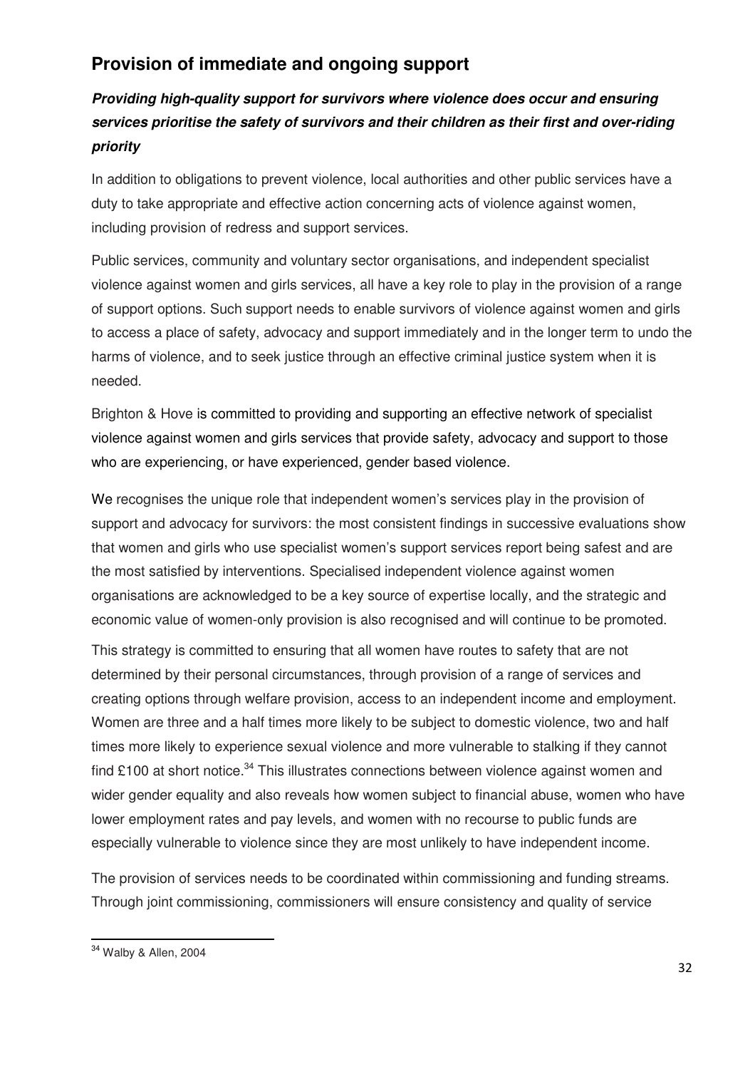## Provision of immediate and ongoing support

***Providing high-quality support for survivors where violence does occur and ensuring services prioritise the safety of survivors and their children as their first and over-riding priority***

In addition to obligations to prevent violence, local authorities and other public services have a duty to take appropriate and effective action concerning acts of violence against women, including provision of redress and support services.

Public services, community and voluntary sector organisations, and independent specialist violence against women and girls services, all have a key role to play in the provision of a range of support options. Such support needs to enable survivors of violence against women and girls to access a place of safety, advocacy and support immediately and in the longer term to undo the harms of violence, and to seek justice through an effective criminal justice system when it is needed.

Brighton & Hove is committed to providing and supporting an effective network of specialist violence against women and girls services that provide safety, advocacy and support to those who are experiencing, or have experienced, gender based violence.

We recognises the unique role that independent women's services play in the provision of support and advocacy for survivors: the most consistent findings in successive evaluations show that women and girls who use specialist women's support services report being safest and are the most satisfied by interventions. Specialised independent violence against women organisations are acknowledged to be a key source of expertise locally, and the strategic and economic value of women-only provision is also recognised and will continue to be promoted.

This strategy is committed to ensuring that all women have routes to safety that are not determined by their personal circumstances, through provision of a range of services and creating options through welfare provision, access to an independent income and employment. Women are three and a half times more likely to be subject to domestic violence, two and half times more likely to experience sexual violence and more vulnerable to stalking if they cannot find £100 at short notice.[34] This illustrates connections between violence against women and wider gender equality and also reveals how women subject to financial abuse, women who have lower employment rates and pay levels, and women with no recourse to public funds are especially vulnerable to violence since they are most unlikely to have independent income.

The provision of services needs to be coordinated within commissioning and funding streams. Through joint commissioning, commissioners will ensure consistency and quality of service

[34] Walby & Allen, 2004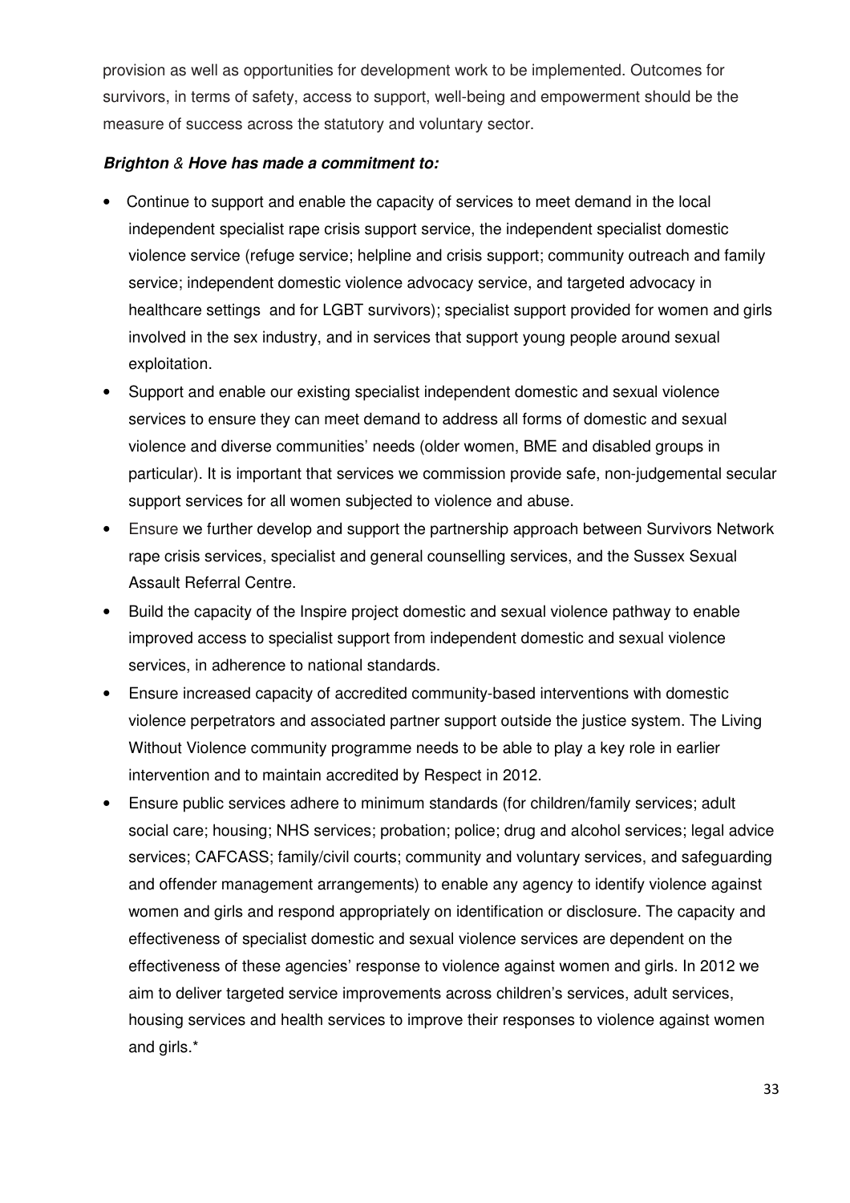provision as well as opportunities for development work to be implemented. Outcomes for survivors, in terms of safety, access to support, well-being and empowerment should be the measure of success across the statutory and voluntary sector.

***Brighton & Hove has made a commitment to:***

- Continue to support and enable the capacity of services to meet demand in the local independent specialist rape crisis support service, the independent specialist domestic violence service (refuge service; helpline and crisis support; community outreach and family service; independent domestic violence advocacy service, and targeted advocacy in healthcare settings and for LGBT survivors); specialist support provided for women and girls involved in the sex industry, and in services that support young people around sexual exploitation.
- Support and enable our existing specialist independent domestic and sexual violence services to ensure they can meet demand to address all forms of domestic and sexual violence and diverse communities' needs (older women, BME and disabled groups in particular). It is important that services we commission provide safe, non-judgemental secular support services for all women subjected to violence and abuse.
- Ensure we further develop and support the partnership approach between Survivors Network rape crisis services, specialist and general counselling services, and the Sussex Sexual Assault Referral Centre.
- Build the capacity of the Inspire project domestic and sexual violence pathway to enable improved access to specialist support from independent domestic and sexual violence services, in adherence to national standards.
- Ensure increased capacity of accredited community-based interventions with domestic violence perpetrators and associated partner support outside the justice system. The Living Without Violence community programme needs to be able to play a key role in earlier intervention and to maintain accredited by Respect in 2012.
- Ensure public services adhere to minimum standards (for children/family services; adult social care; housing; NHS services; probation; police; drug and alcohol services; legal advice services; CAFCASS; family/civil courts; community and voluntary services, and safeguarding and offender management arrangements) to enable any agency to identify violence against women and girls and respond appropriately on identification or disclosure. The capacity and effectiveness of specialist domestic and sexual violence services are dependent on the effectiveness of these agencies' response to violence against women and girls. In 2012 we aim to deliver targeted service improvements across children's services, adult services, housing services and health services to improve their responses to violence against women and girls.*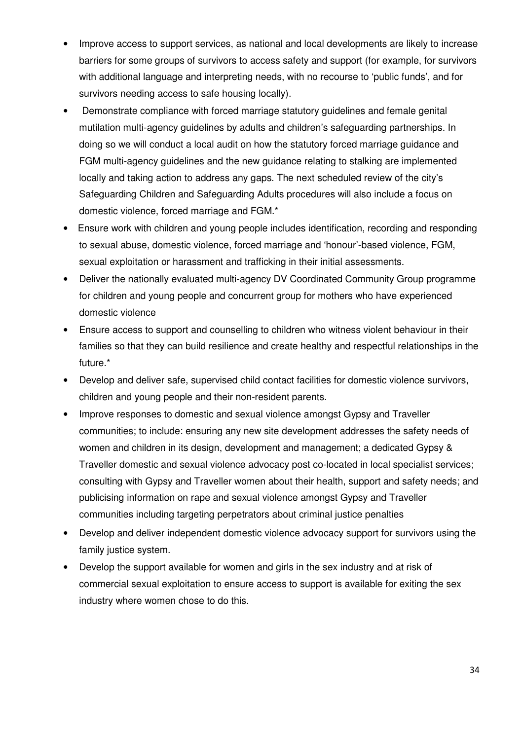- Improve access to support services, as national and local developments are likely to increase barriers for some groups of survivors to access safety and support (for example, for survivors with additional language and interpreting needs, with no recourse to 'public funds', and for survivors needing access to safe housing locally).
- Demonstrate compliance with forced marriage statutory guidelines and female genital mutilation multi-agency guidelines by adults and children's safeguarding partnerships. In doing so we will conduct a local audit on how the statutory forced marriage guidance and FGM multi-agency guidelines and the new guidance relating to stalking are implemented locally and taking action to address any gaps. The next scheduled review of the city's Safeguarding Children and Safeguarding Adults procedures will also include a focus on domestic violence, forced marriage and FGM.*
- Ensure work with children and young people includes identification, recording and responding to sexual abuse, domestic violence, forced marriage and 'honour'-based violence, FGM, sexual exploitation or harassment and trafficking in their initial assessments.
- Deliver the nationally evaluated multi-agency DV Coordinated Community Group programme for children and young people and concurrent group for mothers who have experienced domestic violence
- Ensure access to support and counselling to children who witness violent behaviour in their families so that they can build resilience and create healthy and respectful relationships in the future.*
- Develop and deliver safe, supervised child contact facilities for domestic violence survivors, children and young people and their non-resident parents.
- Improve responses to domestic and sexual violence amongst Gypsy and Traveller communities; to include: ensuring any new site development addresses the safety needs of women and children in its design, development and management; a dedicated Gypsy & Traveller domestic and sexual violence advocacy post co-located in local specialist services; consulting with Gypsy and Traveller women about their health, support and safety needs; and publicising information on rape and sexual violence amongst Gypsy and Traveller communities including targeting perpetrators about criminal justice penalties
- Develop and deliver independent domestic violence advocacy support for survivors using the family justice system.
- Develop the support available for women and girls in the sex industry and at risk of commercial sexual exploitation to ensure access to support is available for exiting the sex industry where women chose to do this.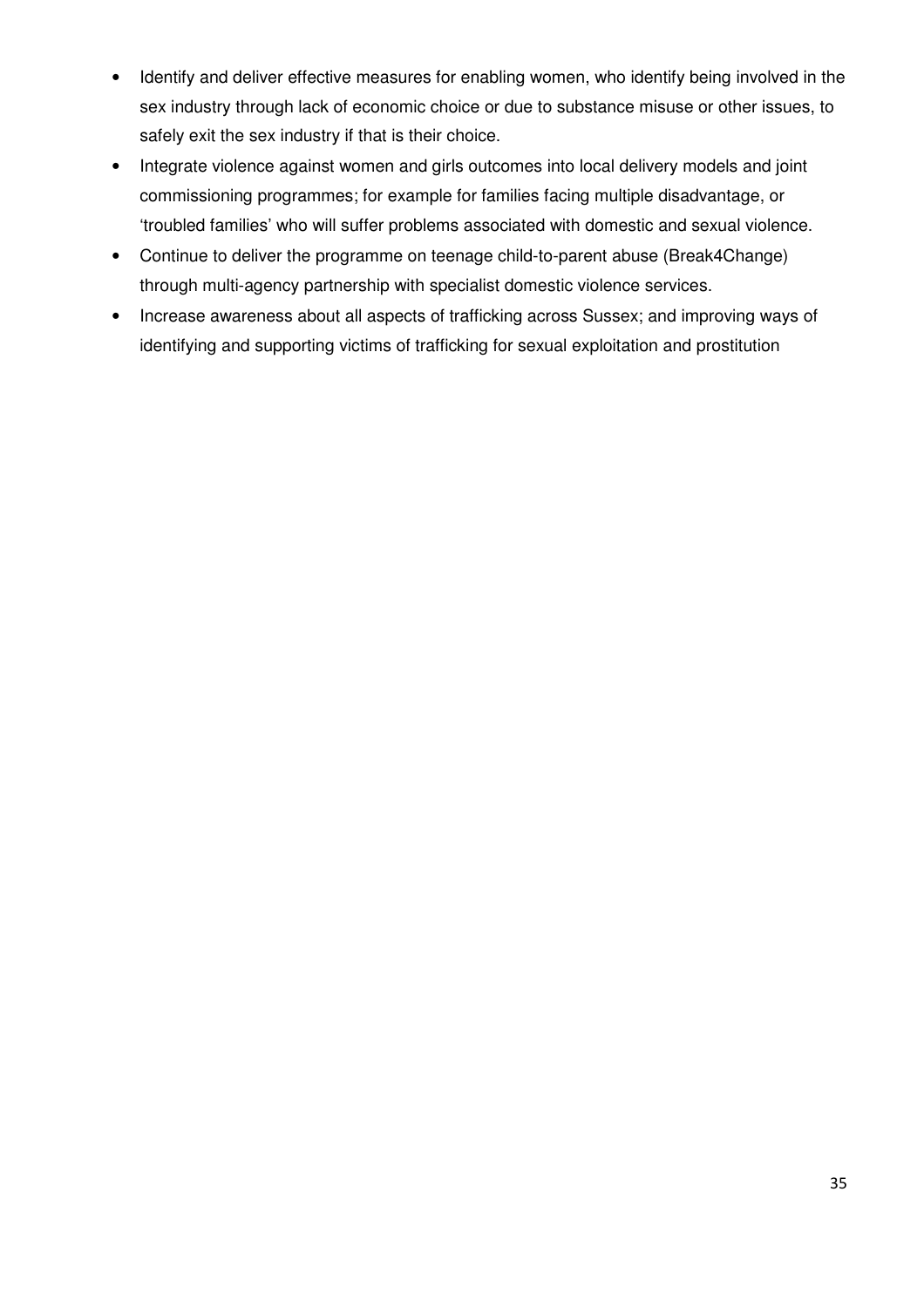- Identify and deliver effective measures for enabling women, who identify being involved in the sex industry through lack of economic choice or due to substance misuse or other issues, to safely exit the sex industry if that is their choice.
- Integrate violence against women and girls outcomes into local delivery models and joint commissioning programmes; for example for families facing multiple disadvantage, or 'troubled families' who will suffer problems associated with domestic and sexual violence.
- Continue to deliver the programme on teenage child-to-parent abuse (Break4Change) through multi-agency partnership with specialist domestic violence services.
- Increase awareness about all aspects of trafficking across Sussex; and improving ways of identifying and supporting victims of trafficking for sexual exploitation and prostitution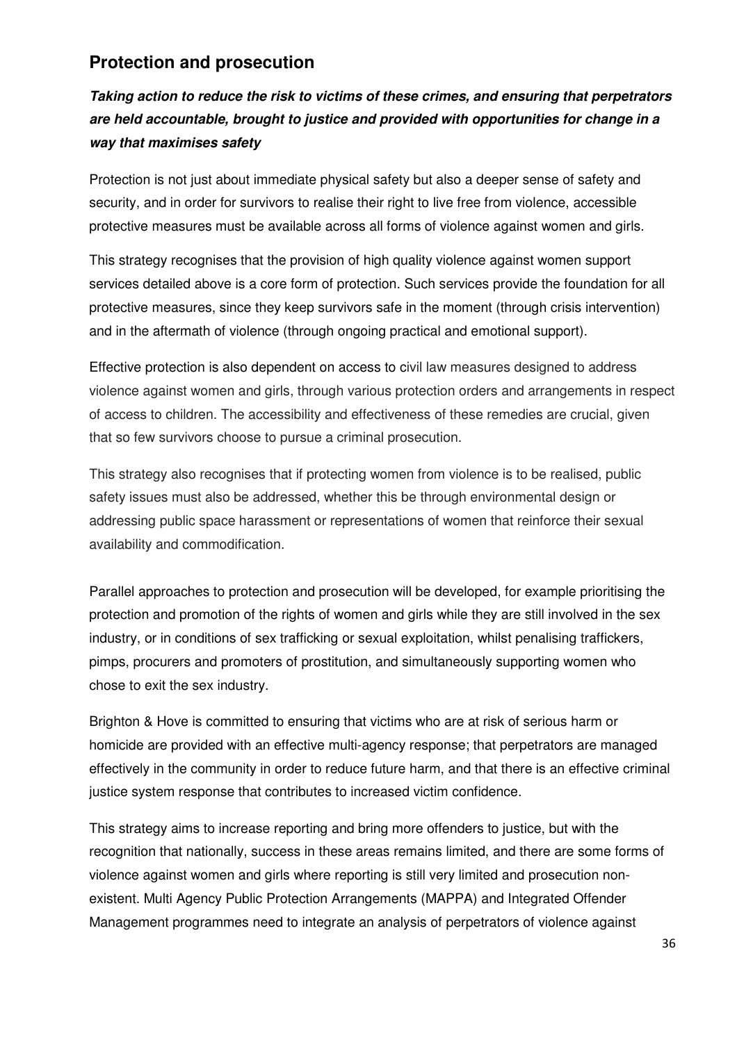## Protection and prosecution

***Taking action to reduce the risk to victims of these crimes, and ensuring that perpetrators are held accountable, brought to justice and provided with opportunities for change in a way that maximises safety***

Protection is not just about immediate physical safety but also a deeper sense of safety and security, and in order for survivors to realise their right to live free from violence, accessible protective measures must be available across all forms of violence against women and girls.

This strategy recognises that the provision of high quality violence against women support services detailed above is a core form of protection. Such services provide the foundation for all protective measures, since they keep survivors safe in the moment (through crisis intervention) and in the aftermath of violence (through ongoing practical and emotional support).

Effective protection is also dependent on access to civil law measures designed to address violence against women and girls, through various protection orders and arrangements in respect of access to children. The accessibility and effectiveness of these remedies are crucial, given that so few survivors choose to pursue a criminal prosecution.

This strategy also recognises that if protecting women from violence is to be realised, public safety issues must also be addressed, whether this be through environmental design or addressing public space harassment or representations of women that reinforce their sexual availability and commodification.

Parallel approaches to protection and prosecution will be developed, for example prioritising the protection and promotion of the rights of women and girls while they are still involved in the sex industry, or in conditions of sex trafficking or sexual exploitation, whilst penalising traffickers, pimps, procurers and promoters of prostitution, and simultaneously supporting women who chose to exit the sex industry.

Brighton & Hove is committed to ensuring that victims who are at risk of serious harm or homicide are provided with an effective multi-agency response; that perpetrators are managed effectively in the community in order to reduce future harm, and that there is an effective criminal justice system response that contributes to increased victim confidence.

This strategy aims to increase reporting and bring more offenders to justice, but with the recognition that nationally, success in these areas remains limited, and there are some forms of violence against women and girls where reporting is still very limited and prosecution non-existent. Multi Agency Public Protection Arrangements (MAPPA) and Integrated Offender Management programmes need to integrate an analysis of perpetrators of violence against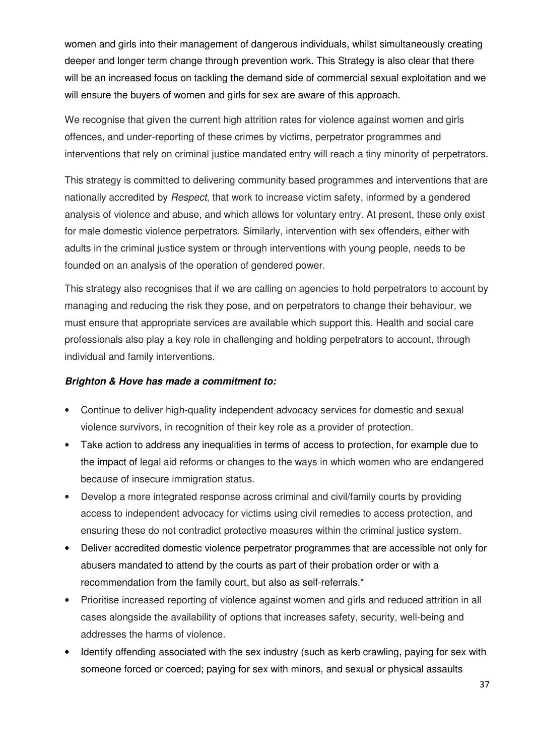women and girls into their management of dangerous individuals, whilst simultaneously creating deeper and longer term change through prevention work. This Strategy is also clear that there will be an increased focus on tackling the demand side of commercial sexual exploitation and we will ensure the buyers of women and girls for sex are aware of this approach.

We recognise that given the current high attrition rates for violence against women and girls offences, and under-reporting of these crimes by victims, perpetrator programmes and interventions that rely on criminal justice mandated entry will reach a tiny minority of perpetrators.

This strategy is committed to delivering community based programmes and interventions that are nationally accredited by *Respect*, that work to increase victim safety, informed by a gendered analysis of violence and abuse, and which allows for voluntary entry. At present, these only exist for male domestic violence perpetrators. Similarly, intervention with sex offenders, either with adults in the criminal justice system or through interventions with young people, needs to be founded on an analysis of the operation of gendered power.

This strategy also recognises that if we are calling on agencies to hold perpetrators to account by managing and reducing the risk they pose, and on perpetrators to change their behaviour, we must ensure that appropriate services are available which support this. Health and social care professionals also play a key role in challenging and holding perpetrators to account, through individual and family interventions.

***Brighton & Hove has made a commitment to:***

- Continue to deliver high-quality independent advocacy services for domestic and sexual violence survivors, in recognition of their key role as a provider of protection.
- Take action to address any inequalities in terms of access to protection, for example due to the impact of legal aid reforms or changes to the ways in which women who are endangered because of insecure immigration status.
- Develop a more integrated response across criminal and civil/family courts by providing access to independent advocacy for victims using civil remedies to access protection, and ensuring these do not contradict protective measures within the criminal justice system.
- Deliver accredited domestic violence perpetrator programmes that are accessible not only for abusers mandated to attend by the courts as part of their probation order or with a recommendation from the family court, but also as self-referrals.*
- Prioritise increased reporting of violence against women and girls and reduced attrition in all cases alongside the availability of options that increases safety, security, well-being and addresses the harms of violence.
- Identify offending associated with the sex industry (such as kerb crawling, paying for sex with someone forced or coerced; paying for sex with minors, and sexual or physical assaults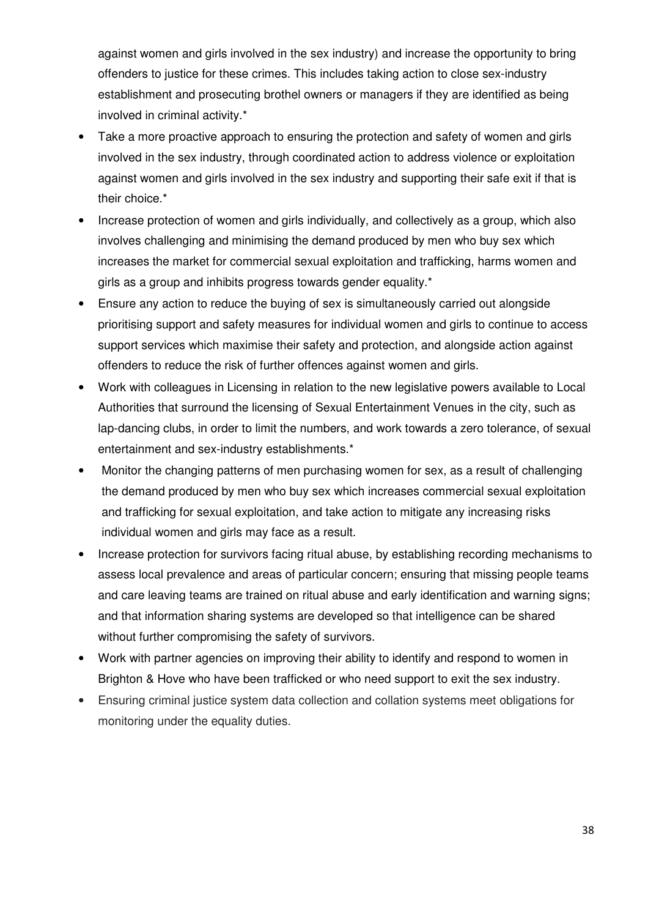against women and girls involved in the sex industry) and increase the opportunity to bring offenders to justice for these crimes. This includes taking action to close sex-industry establishment and prosecuting brothel owners or managers if they are identified as being involved in criminal activity.*

- Take a more proactive approach to ensuring the protection and safety of women and girls involved in the sex industry, through coordinated action to address violence or exploitation against women and girls involved in the sex industry and supporting their safe exit if that is their choice.*
- Increase protection of women and girls individually, and collectively as a group, which also involves challenging and minimising the demand produced by men who buy sex which increases the market for commercial sexual exploitation and trafficking, harms women and girls as a group and inhibits progress towards gender equality.*
- Ensure any action to reduce the buying of sex is simultaneously carried out alongside prioritising support and safety measures for individual women and girls to continue to access support services which maximise their safety and protection, and alongside action against offenders to reduce the risk of further offences against women and girls.
- Work with colleagues in Licensing in relation to the new legislative powers available to Local Authorities that surround the licensing of Sexual Entertainment Venues in the city, such as lap-dancing clubs, in order to limit the numbers, and work towards a zero tolerance, of sexual entertainment and sex-industry establishments.*
- Monitor the changing patterns of men purchasing women for sex, as a result of challenging the demand produced by men who buy sex which increases commercial sexual exploitation and trafficking for sexual exploitation, and take action to mitigate any increasing risks individual women and girls may face as a result.
- Increase protection for survivors facing ritual abuse, by establishing recording mechanisms to assess local prevalence and areas of particular concern; ensuring that missing people teams and care leaving teams are trained on ritual abuse and early identification and warning signs; and that information sharing systems are developed so that intelligence can be shared without further compromising the safety of survivors.
- Work with partner agencies on improving their ability to identify and respond to women in Brighton & Hove who have been trafficked or who need support to exit the sex industry.
- Ensuring criminal justice system data collection and collation systems meet obligations for monitoring under the equality duties.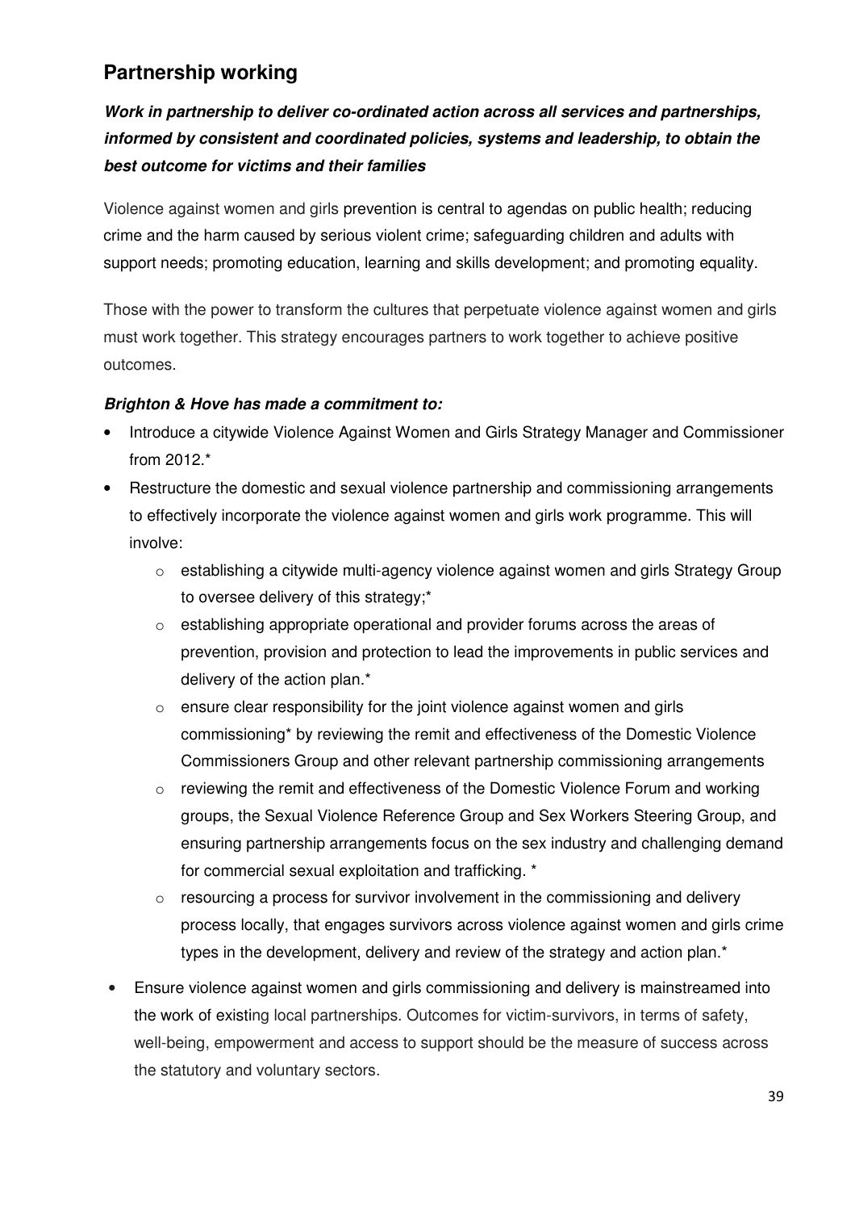## Partnership working

***Work in partnership to deliver co-ordinated action across all services and partnerships, informed by consistent and coordinated policies, systems and leadership, to obtain the best outcome for victims and their families***

Violence against women and girls prevention is central to agendas on public health; reducing crime and the harm caused by serious violent crime; safeguarding children and adults with support needs; promoting education, learning and skills development; and promoting equality.

Those with the power to transform the cultures that perpetuate violence against women and girls must work together. This strategy encourages partners to work together to achieve positive outcomes.

***Brighton & Hove has made a commitment to:***

- Introduce a citywide Violence Against Women and Girls Strategy Manager and Commissioner from 2012.*
- Restructure the domestic and sexual violence partnership and commissioning arrangements to effectively incorporate the violence against women and girls work programme. This will involve:
  - establishing a citywide multi-agency violence against women and girls Strategy Group to oversee delivery of this strategy;*
  - establishing appropriate operational and provider forums across the areas of prevention, provision and protection to lead the improvements in public services and delivery of the action plan.*
  - ensure clear responsibility for the joint violence against women and girls commissioning* by reviewing the remit and effectiveness of the Domestic Violence Commissioners Group and other relevant partnership commissioning arrangements
  - reviewing the remit and effectiveness of the Domestic Violence Forum and working groups, the Sexual Violence Reference Group and Sex Workers Steering Group, and ensuring partnership arrangements focus on the sex industry and challenging demand for commercial sexual exploitation and trafficking. *
  - resourcing a process for survivor involvement in the commissioning and delivery process locally, that engages survivors across violence against women and girls crime types in the development, delivery and review of the strategy and action plan.*
- Ensure violence against women and girls commissioning and delivery is mainstreamed into the work of existing local partnerships. Outcomes for victim-survivors, in terms of safety, well-being, empowerment and access to support should be the measure of success across the statutory and voluntary sectors.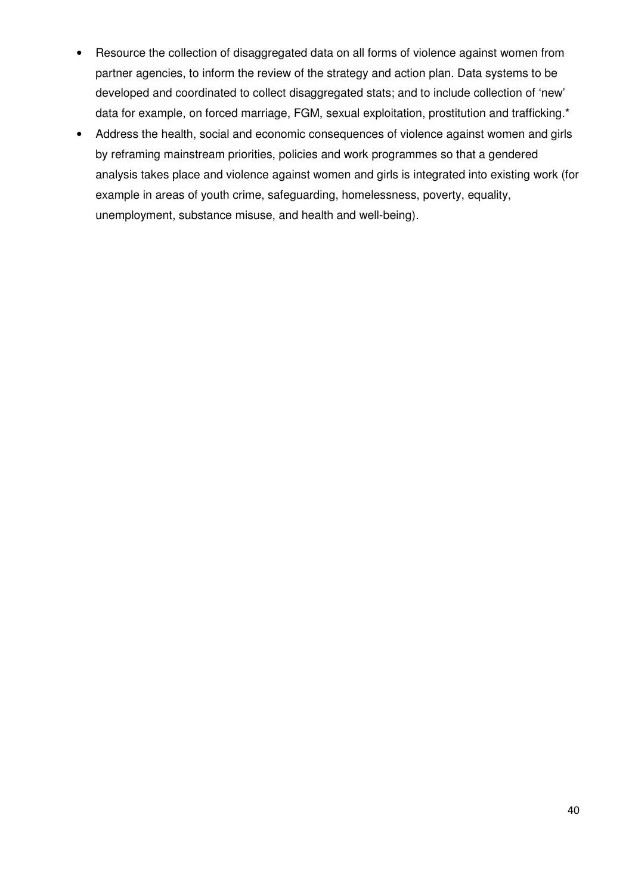- Resource the collection of disaggregated data on all forms of violence against women from partner agencies, to inform the review of the strategy and action plan. Data systems to be developed and coordinated to collect disaggregated stats; and to include collection of 'new' data for example, on forced marriage, FGM, sexual exploitation, prostitution and trafficking.*
- Address the health, social and economic consequences of violence against women and girls by reframing mainstream priorities, policies and work programmes so that a gendered analysis takes place and violence against women and girls is integrated into existing work (for example in areas of youth crime, safeguarding, homelessness, poverty, equality, unemployment, substance misuse, and health and well-being).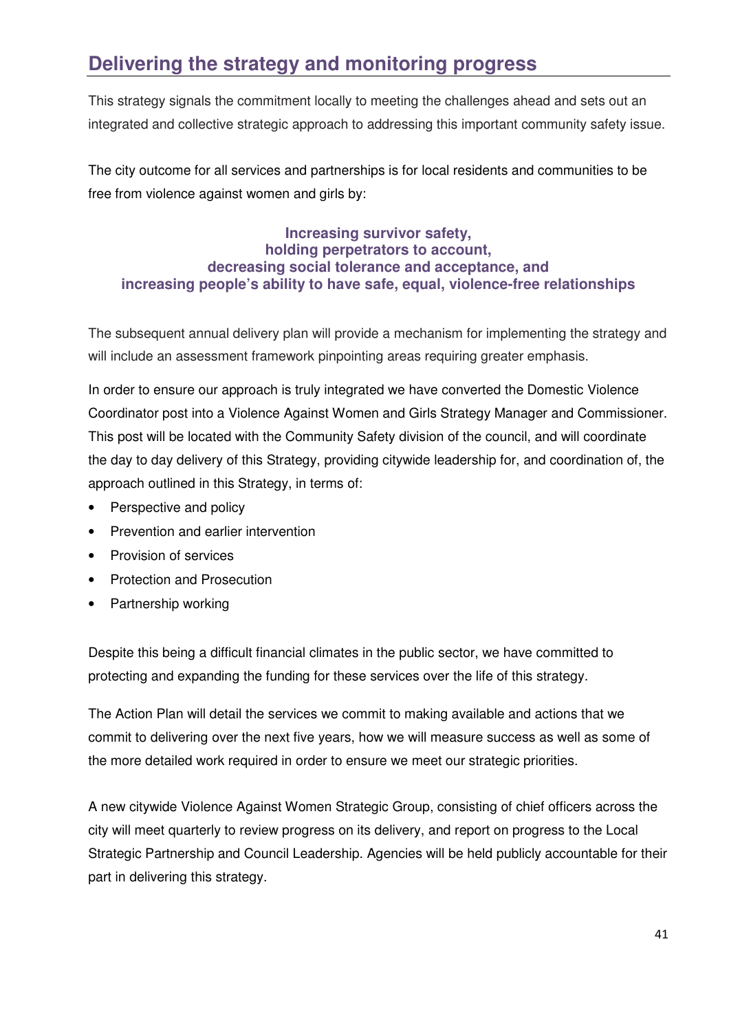## Delivering the strategy and monitoring progress

This strategy signals the commitment locally to meeting the challenges ahead and sets out an integrated and collective strategic approach to addressing this important community safety issue.

The city outcome for all services and partnerships is for local residents and communities to be free from violence against women and girls by:

**Increasing survivor safety,**
**holding perpetrators to account,**
**decreasing social tolerance and acceptance, and**
**increasing people's ability to have safe, equal, violence-free relationships**

The subsequent annual delivery plan will provide a mechanism for implementing the strategy and will include an assessment framework pinpointing areas requiring greater emphasis.

In order to ensure our approach is truly integrated we have converted the Domestic Violence Coordinator post into a Violence Against Women and Girls Strategy Manager and Commissioner. This post will be located with the Community Safety division of the council, and will coordinate the day to day delivery of this Strategy, providing citywide leadership for, and coordination of, the approach outlined in this Strategy, in terms of:

- Perspective and policy
- Prevention and earlier intervention
- Provision of services
- Protection and Prosecution
- Partnership working

Despite this being a difficult financial climates in the public sector, we have committed to protecting and expanding the funding for these services over the life of this strategy.

The Action Plan will detail the services we commit to making available and actions that we commit to delivering over the next five years, how we will measure success as well as some of the more detailed work required in order to ensure we meet our strategic priorities.

A new citywide Violence Against Women Strategic Group, consisting of chief officers across the city will meet quarterly to review progress on its delivery, and report on progress to the Local Strategic Partnership and Council Leadership. Agencies will be held publicly accountable for their part in delivering this strategy.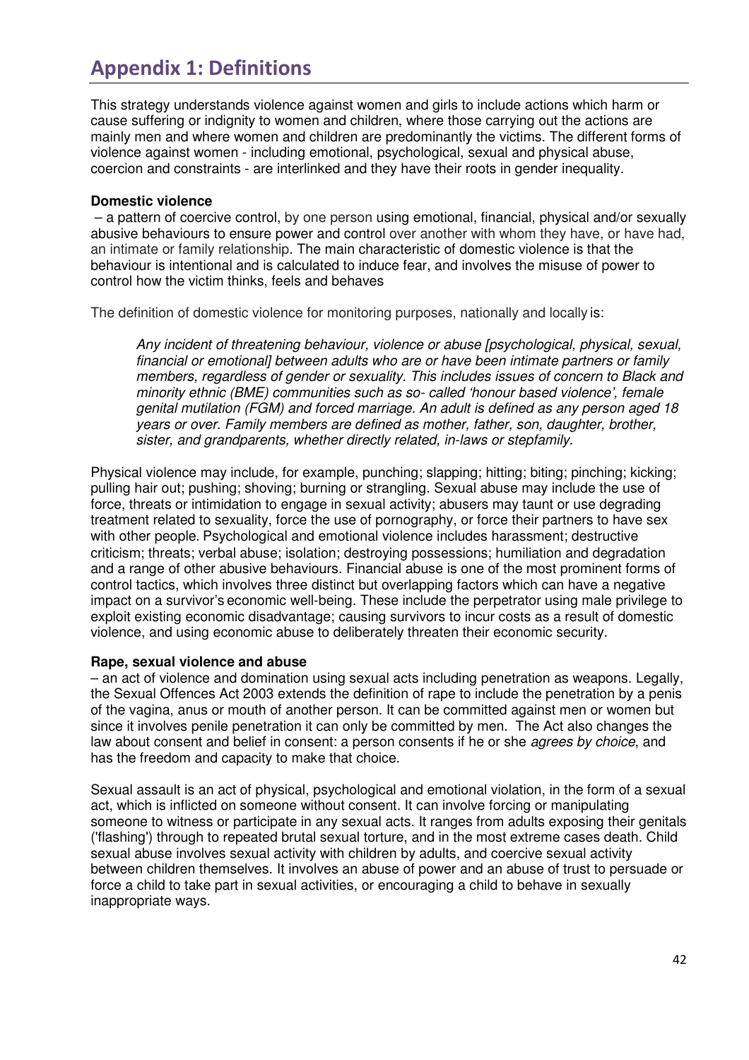## Appendix 1: Definitions

This strategy understands violence against women and girls to include actions which harm or cause suffering or indignity to women and children, where those carrying out the actions are mainly men and where women and children are predominantly the victims. The different forms of violence against women - including emotional, psychological, sexual and physical abuse, coercion and constraints - are interlinked and they have their roots in gender inequality.

**Domestic violence**
– a pattern of coercive control, by one person using emotional, financial, physical and/or sexually abusive behaviours to ensure power and control over another with whom they have, or have had, an intimate or family relationship. The main characteristic of domestic violence is that the behaviour is intentional and is calculated to induce fear, and involves the misuse of power to control how the victim thinks, feels and behaves

The definition of domestic violence for monitoring purposes, nationally and locally is:

> *Any incident of threatening behaviour, violence or abuse [psychological, physical, sexual, financial or emotional] between adults who are or have been intimate partners or family members, regardless of gender or sexuality. This includes issues of concern to Black and minority ethnic (BME) communities such as so- called 'honour based violence', female genital mutilation (FGM) and forced marriage. An adult is defined as any person aged 18 years or over. Family members are defined as mother, father, son, daughter, brother, sister, and grandparents, whether directly related, in-laws or stepfamily.*

Physical violence may include, for example, punching; slapping; hitting; biting; pinching; kicking; pulling hair out; pushing; shoving; burning or strangling. Sexual abuse may include the use of force, threats or intimidation to engage in sexual activity; abusers may taunt or use degrading treatment related to sexuality, force the use of pornography, or force their partners to have sex with other people. Psychological and emotional violence includes harassment; destructive criticism; threats; verbal abuse; isolation; destroying possessions; humiliation and degradation and a range of other abusive behaviours. Financial abuse is one of the most prominent forms of control tactics, which involves three distinct but overlapping factors which can have a negative impact on a survivor's economic well-being. These include the perpetrator using male privilege to exploit existing economic disadvantage; causing survivors to incur costs as a result of domestic violence, and using economic abuse to deliberately threaten their economic security.

**Rape, sexual violence and abuse**
– an act of violence and domination using sexual acts including penetration as weapons. Legally, the Sexual Offences Act 2003 extends the definition of rape to include the penetration by a penis of the vagina, anus or mouth of another person. It can be committed against men or women but since it involves penile penetration it can only be committed by men. The Act also changes the law about consent and belief in consent: a person consents if he or she *agrees by choice*, and has the freedom and capacity to make that choice.

Sexual assault is an act of physical, psychological and emotional violation, in the form of a sexual act, which is inflicted on someone without consent. It can involve forcing or manipulating someone to witness or participate in any sexual acts. It ranges from adults exposing their genitals ('flashing') through to repeated brutal sexual torture, and in the most extreme cases death. Child sexual abuse involves sexual activity with children by adults, and coercive sexual activity between children themselves. It involves an abuse of power and an abuse of trust to persuade or force a child to take part in sexual activities, or encouraging a child to behave in sexually inappropriate ways.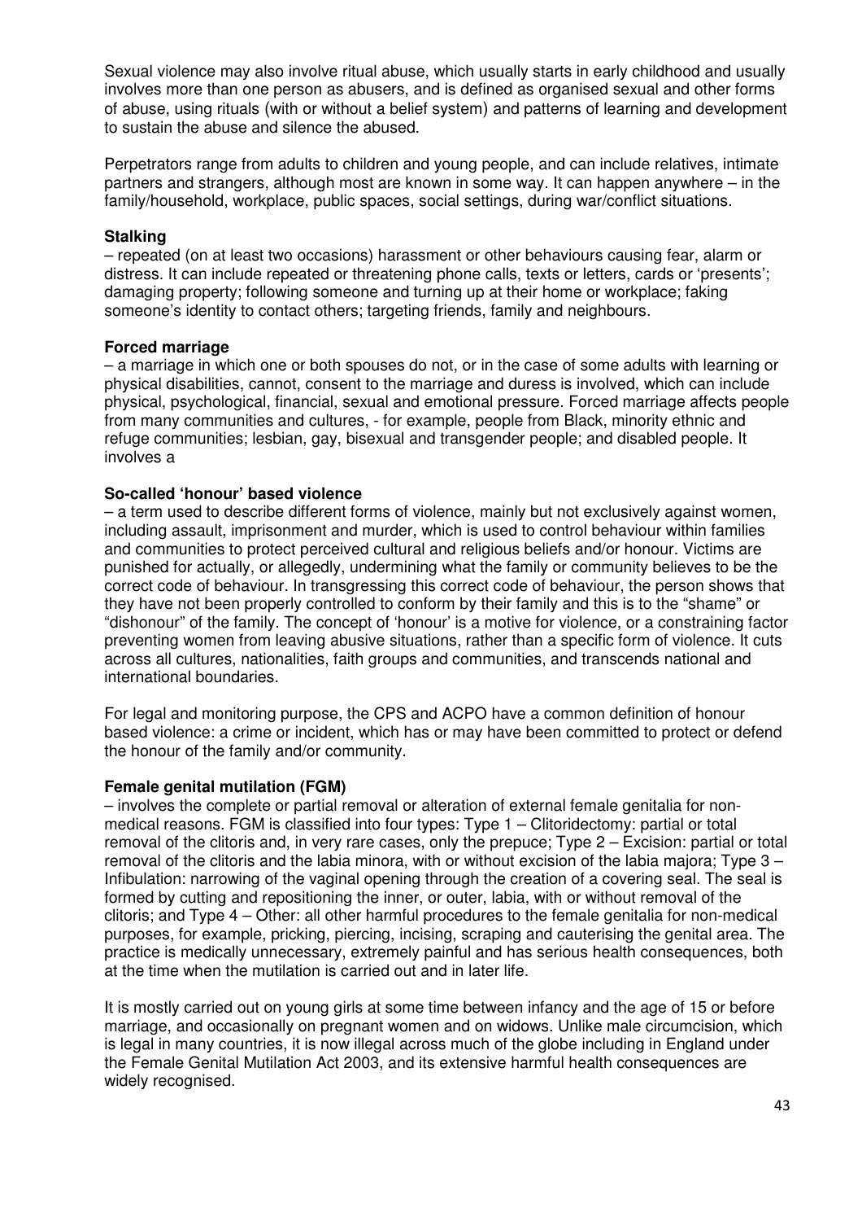Sexual violence may also involve ritual abuse, which usually starts in early childhood and usually involves more than one person as abusers, and is defined as organised sexual and other forms of abuse, using rituals (with or without a belief system) and patterns of learning and development to sustain the abuse and silence the abused.

Perpetrators range from adults to children and young people, and can include relatives, intimate partners and strangers, although most are known in some way. It can happen anywhere – in the family/household, workplace, public spaces, social settings, during war/conflict situations.

**Stalking**

– repeated (on at least two occasions) harassment or other behaviours causing fear, alarm or distress. It can include repeated or threatening phone calls, texts or letters, cards or 'presents'; damaging property; following someone and turning up at their home or workplace; faking someone's identity to contact others; targeting friends, family and neighbours.

**Forced marriage**

– a marriage in which one or both spouses do not, or in the case of some adults with learning or physical disabilities, cannot, consent to the marriage and duress is involved, which can include physical, psychological, financial, sexual and emotional pressure. Forced marriage affects people from many communities and cultures, - for example, people from Black, minority ethnic and refuge communities; lesbian, gay, bisexual and transgender people; and disabled people. It involves a

**So-called 'honour' based violence**

– a term used to describe different forms of violence, mainly but not exclusively against women, including assault, imprisonment and murder, which is used to control behaviour within families and communities to protect perceived cultural and religious beliefs and/or honour. Victims are punished for actually, or allegedly, undermining what the family or community believes to be the correct code of behaviour. In transgressing this correct code of behaviour, the person shows that they have not been properly controlled to conform by their family and this is to the "shame" or "dishonour" of the family. The concept of 'honour' is a motive for violence, or a constraining factor preventing women from leaving abusive situations, rather than a specific form of violence. It cuts across all cultures, nationalities, faith groups and communities, and transcends national and international boundaries.

For legal and monitoring purpose, the CPS and ACPO have a common definition of honour based violence: a crime or incident, which has or may have been committed to protect or defend the honour of the family and/or community.

**Female genital mutilation (FGM)**

– involves the complete or partial removal or alteration of external female genitalia for non-medical reasons. FGM is classified into four types: Type 1 – Clitoridectomy: partial or total removal of the clitoris and, in very rare cases, only the prepuce; Type 2 – Excision: partial or total removal of the clitoris and the labia minora, with or without excision of the labia majora; Type 3 – Infibulation: narrowing of the vaginal opening through the creation of a covering seal. The seal is formed by cutting and repositioning the inner, or outer, labia, with or without removal of the clitoris; and Type 4 – Other: all other harmful procedures to the female genitalia for non-medical purposes, for example, pricking, piercing, incising, scraping and cauterising the genital area. The practice is medically unnecessary, extremely painful and has serious health consequences, both at the time when the mutilation is carried out and in later life.

It is mostly carried out on young girls at some time between infancy and the age of 15 or before marriage, and occasionally on pregnant women and on widows. Unlike male circumcision, which is legal in many countries, it is now illegal across much of the globe including in England under the Female Genital Mutilation Act 2003, and its extensive harmful health consequences are widely recognised.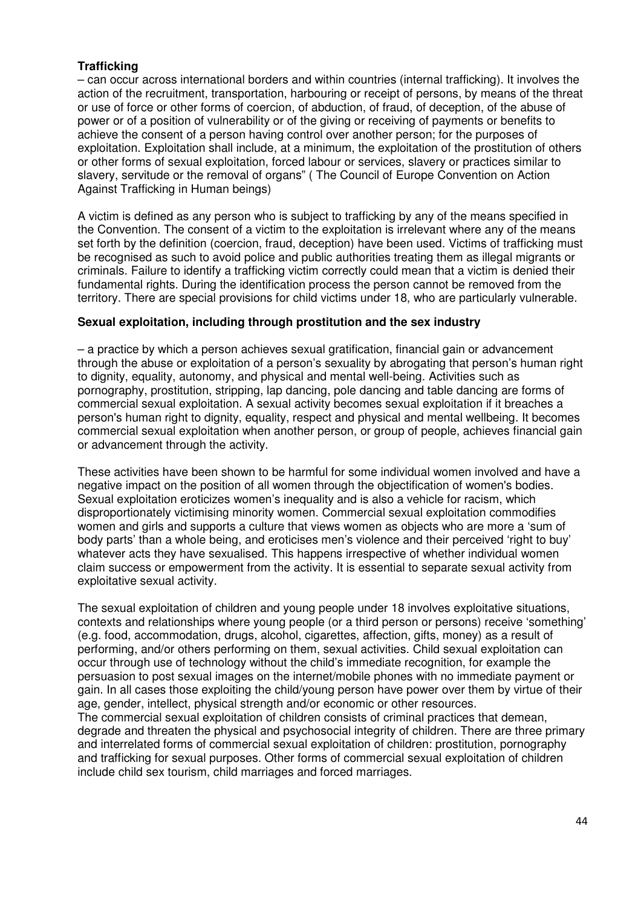**Trafficking**
– can occur across international borders and within countries (internal trafficking). It involves the action of the recruitment, transportation, harbouring or receipt of persons, by means of the threat or use of force or other forms of coercion, of abduction, of fraud, of deception, of the abuse of power or of a position of vulnerability or of the giving or receiving of payments or benefits to achieve the consent of a person having control over another person; for the purposes of exploitation. Exploitation shall include, at a minimum, the exploitation of the prostitution of others or other forms of sexual exploitation, forced labour or services, slavery or practices similar to slavery, servitude or the removal of organs" ( The Council of Europe Convention on Action Against Trafficking in Human beings)

A victim is defined as any person who is subject to trafficking by any of the means specified in the Convention. The consent of a victim to the exploitation is irrelevant where any of the means set forth by the definition (coercion, fraud, deception) have been used. Victims of trafficking must be recognised as such to avoid police and public authorities treating them as illegal migrants or criminals. Failure to identify a trafficking victim correctly could mean that a victim is denied their fundamental rights. During the identification process the person cannot be removed from the territory. There are special provisions for child victims under 18, who are particularly vulnerable.

**Sexual exploitation, including through prostitution and the sex industry**

– a practice by which a person achieves sexual gratification, financial gain or advancement through the abuse or exploitation of a person's sexuality by abrogating that person's human right to dignity, equality, autonomy, and physical and mental well-being. Activities such as pornography, prostitution, stripping, lap dancing, pole dancing and table dancing are forms of commercial sexual exploitation. A sexual activity becomes sexual exploitation if it breaches a person's human right to dignity, equality, respect and physical and mental wellbeing. It becomes commercial sexual exploitation when another person, or group of people, achieves financial gain or advancement through the activity.

These activities have been shown to be harmful for some individual women involved and have a negative impact on the position of all women through the objectification of women's bodies. Sexual exploitation eroticizes women's inequality and is also a vehicle for racism, which disproportionately victimising minority women. Commercial sexual exploitation commodifies women and girls and supports a culture that views women as objects who are more a 'sum of body parts' than a whole being, and eroticises men's violence and their perceived 'right to buy' whatever acts they have sexualised. This happens irrespective of whether individual women claim success or empowerment from the activity. It is essential to separate sexual activity from exploitative sexual activity.

The sexual exploitation of children and young people under 18 involves exploitative situations, contexts and relationships where young people (or a third person or persons) receive 'something' (e.g. food, accommodation, drugs, alcohol, cigarettes, affection, gifts, money) as a result of performing, and/or others performing on them, sexual activities. Child sexual exploitation can occur through use of technology without the child's immediate recognition, for example the persuasion to post sexual images on the internet/mobile phones with no immediate payment or gain. In all cases those exploiting the child/young person have power over them by virtue of their age, gender, intellect, physical strength and/or economic or other resources.
The commercial sexual exploitation of children consists of criminal practices that demean, degrade and threaten the physical and psychosocial integrity of children. There are three primary and interrelated forms of commercial sexual exploitation of children: prostitution, pornography and trafficking for sexual purposes. Other forms of commercial sexual exploitation of children include child sex tourism, child marriages and forced marriages.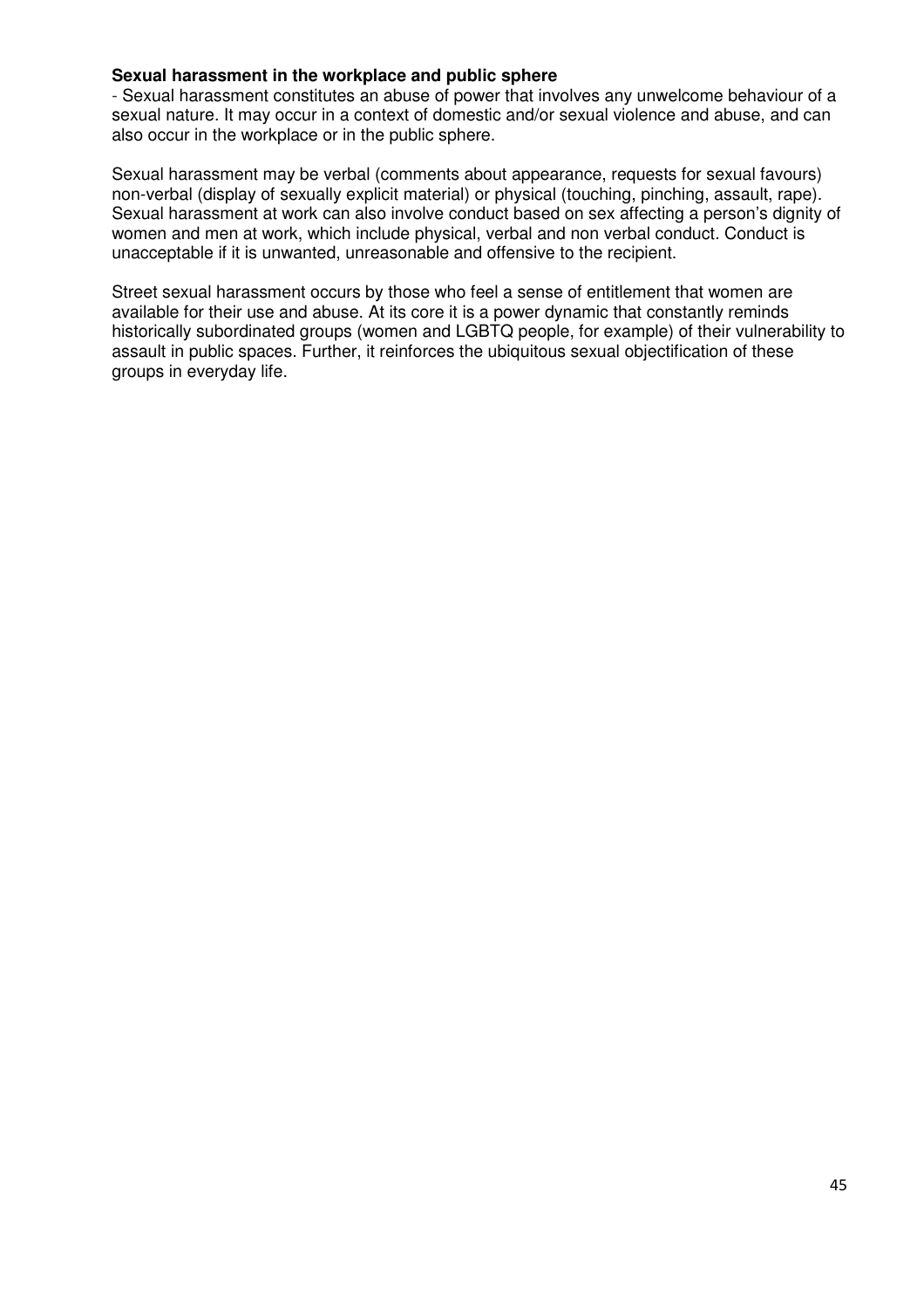**Sexual harassment in the workplace and public sphere**

- Sexual harassment constitutes an abuse of power that involves any unwelcome behaviour of a sexual nature. It may occur in a context of domestic and/or sexual violence and abuse, and can also occur in the workplace or in the public sphere.

Sexual harassment may be verbal (comments about appearance, requests for sexual favours) non-verbal (display of sexually explicit material) or physical (touching, pinching, assault, rape). Sexual harassment at work can also involve conduct based on sex affecting a person's dignity of women and men at work, which include physical, verbal and non verbal conduct. Conduct is unacceptable if it is unwanted, unreasonable and offensive to the recipient.

Street sexual harassment occurs by those who feel a sense of entitlement that women are available for their use and abuse. At its core it is a power dynamic that constantly reminds historically subordinated groups (women and LGBTQ people, for example) of their vulnerability to assault in public spaces. Further, it reinforces the ubiquitous sexual objectification of these groups in everyday life.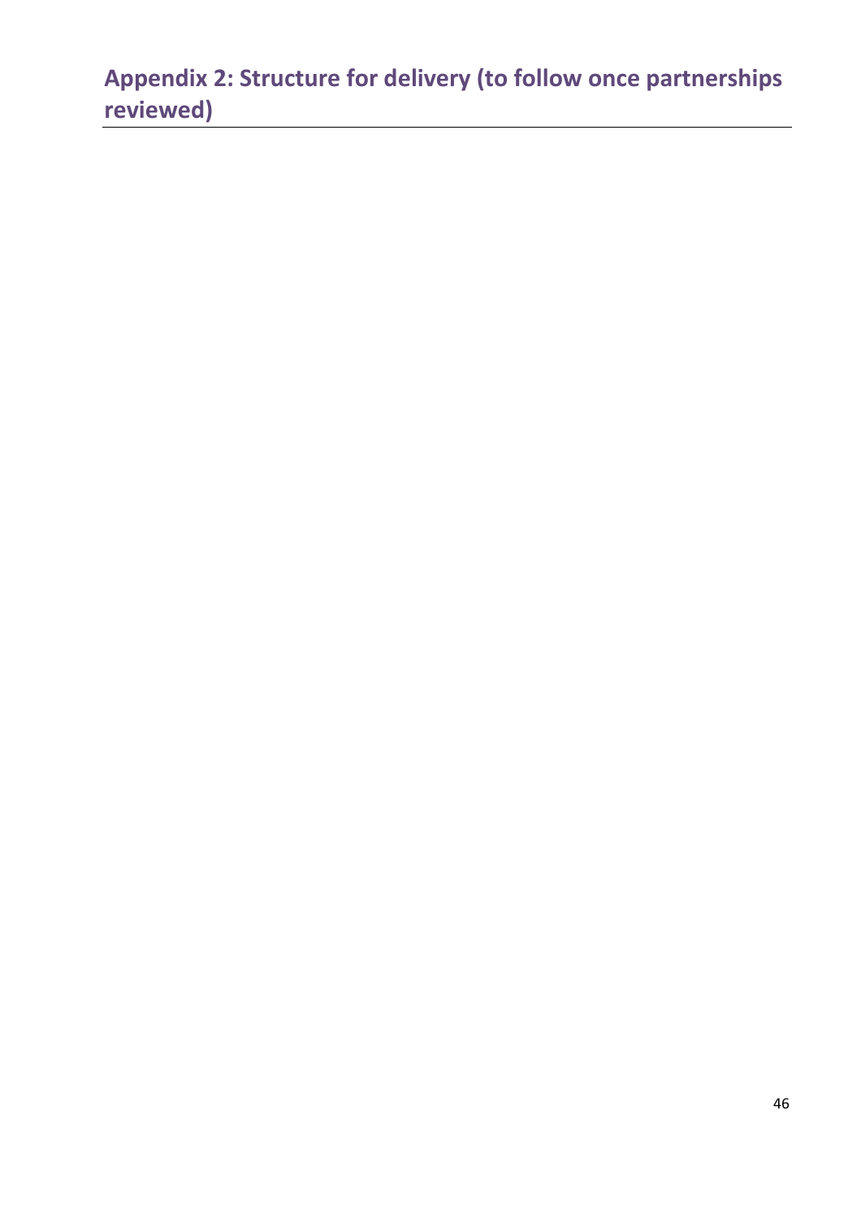## Appendix 2: Structure for delivery (to follow once partnerships reviewed)